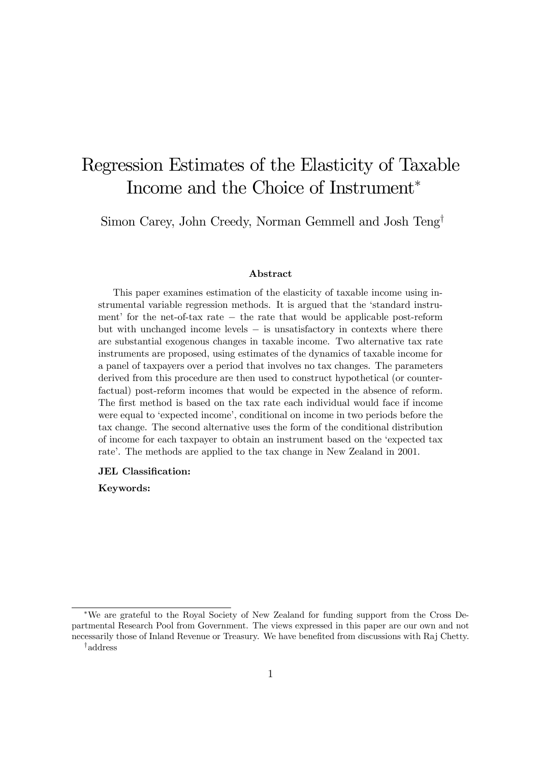# Regression Estimates of the Elasticity of Taxable Income and the Choice of Instrument*

Simon Carey, John Creedy, Norman Gemmell and Josh Teng[†]

### Abstract

This paper examines estimation of the elasticity of taxable income using instrumental variable regression methods. It is argued that the 'standard instrument' for the net-of-tax rate − the rate that would be applicable post-reform but with unchanged income levels − is unsatisfactory in contexts where there are substantial exogenous changes in taxable income. Two alternative tax rate instruments are proposed, using estimates of the dynamics of taxable income for a panel of taxpayers over a period that involves no tax changes. The parameters derived from this procedure are then used to construct hypothetical (or counterfactual) post-reform incomes that would be expected in the absence of reform. The first method is based on the tax rate each individual would face if income were equal to 'expected income', conditional on income in two periods before the tax change. The second alternative uses the form of the conditional distribution of income for each taxpayer to obtain an instrument based on the 'expected tax rate'. The methods are applied to the tax change in New Zealand in 2001.

**JEL Classification:**

**Keywords:**

---

*We are grateful to the Royal Society of New Zealand for funding support from the Cross Departmental Research Pool from Government. The views expressed in this paper are our own and not necessarily those of Inland Revenue or Treasury. We have benefited from discussions with Raj Chetty.

[†]address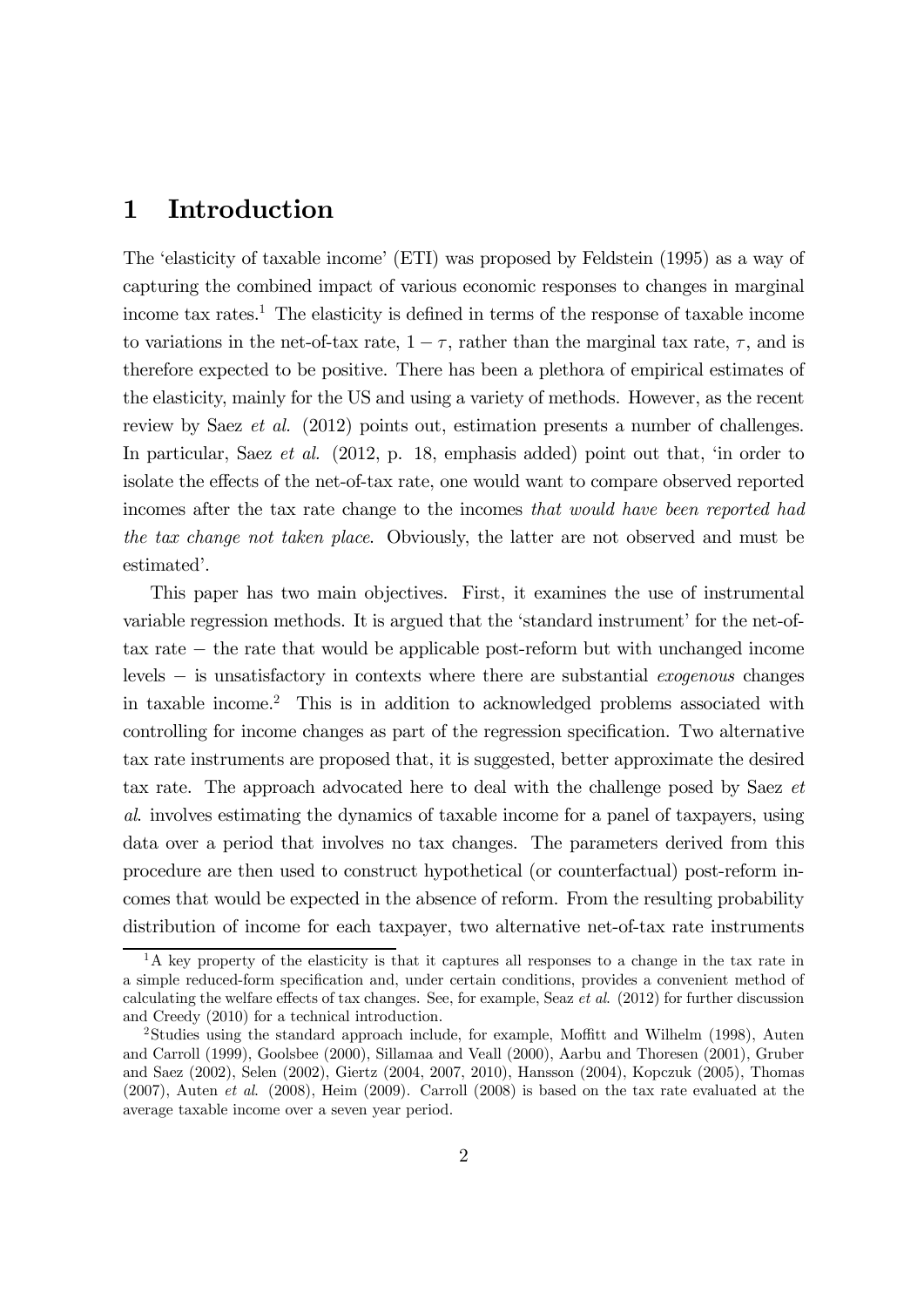# 1 Introduction

The 'elasticity of taxable income' (ETI) was proposed by Feldstein (1995) as a way of capturing the combined impact of various economic responses to changes in marginal income tax rates.[1] The elasticity is defined in terms of the response of taxable income to variations in the net-of-tax rate, $1 - \tau$, rather than the marginal tax rate, $\tau$, and is therefore expected to be positive. There has been a plethora of empirical estimates of the elasticity, mainly for the US and using a variety of methods. However, as the recent review by Saez *et al.* (2012) points out, estimation presents a number of challenges. In particular, Saez *et al.* (2012, p. 18, emphasis added) point out that, 'in order to isolate the effects of the net-of-tax rate, one would want to compare observed reported incomes after the tax rate change to the incomes *that would have been reported had the tax change not taken place*. Obviously, the latter are not observed and must be estimated'.

This paper has two main objectives. First, it examines the use of instrumental variable regression methods. It is argued that the 'standard instrument' for the net-of-tax rate − the rate that would be applicable post-reform but with unchanged income levels − is unsatisfactory in contexts where there are substantial *exogenous* changes in taxable income.[2] This is in addition to acknowledged problems associated with controlling for income changes as part of the regression specification. Two alternative tax rate instruments are proposed that, it is suggested, better approximate the desired tax rate. The approach advocated here to deal with the challenge posed by Saez *et al.* involves estimating the dynamics of taxable income for a panel of taxpayers, using data over a period that involves no tax changes. The parameters derived from this procedure are then used to construct hypothetical (or counterfactual) post-reform incomes that would be expected in the absence of reform. From the resulting probability distribution of income for each taxpayer, two alternative net-of-tax rate instruments

[1] A key property of the elasticity is that it captures all responses to a change in the tax rate in a simple reduced-form specification and, under certain conditions, provides a convenient method of calculating the welfare effects of tax changes. See, for example, Seaz *et al*. (2012) for further discussion and Creedy (2010) for a technical introduction.

[2] Studies using the standard approach include, for example, Moffitt and Wilhelm (1998), Auten and Carroll (1999), Goolsbee (2000), Sillamaa and Veall (2000), Aarbu and Thoresen (2001), Gruber and Saez (2002), Selen (2002), Giertz (2004, 2007, 2010), Hansson (2004), Kopczuk (2005), Thomas (2007), Auten *et al*. (2008), Heim (2009). Carroll (2008) is based on the tax rate evaluated at the average taxable income over a seven year period.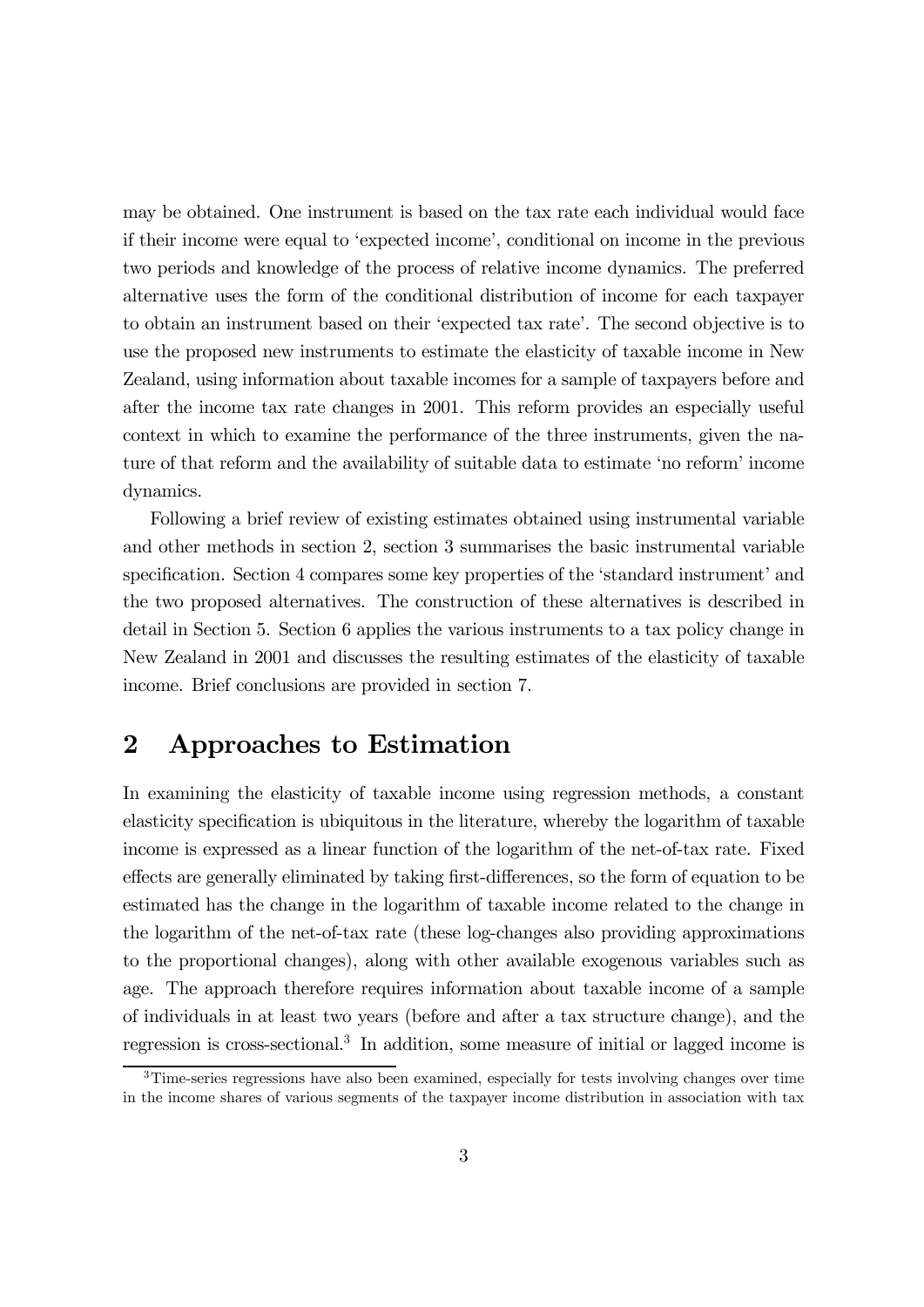may be obtained. One instrument is based on the tax rate each individual would face if their income were equal to 'expected income', conditional on income in the previous two periods and knowledge of the process of relative income dynamics. The preferred alternative uses the form of the conditional distribution of income for each taxpayer to obtain an instrument based on their 'expected tax rate'. The second objective is to use the proposed new instruments to estimate the elasticity of taxable income in New Zealand, using information about taxable incomes for a sample of taxpayers before and after the income tax rate changes in 2001. This reform provides an especially useful context in which to examine the performance of the three instruments, given the nature of that reform and the availability of suitable data to estimate 'no reform' income dynamics.

Following a brief review of existing estimates obtained using instrumental variable and other methods in section 2, section 3 summarises the basic instrumental variable specification. Section 4 compares some key properties of the 'standard instrument' and the two proposed alternatives. The construction of these alternatives is described in detail in Section 5. Section 6 applies the various instruments to a tax policy change in New Zealand in 2001 and discusses the resulting estimates of the elasticity of taxable income. Brief conclusions are provided in section 7.

## 2 Approaches to Estimation

In examining the elasticity of taxable income using regression methods, a constant elasticity specification is ubiquitous in the literature, whereby the logarithm of taxable income is expressed as a linear function of the logarithm of the net-of-tax rate. Fixed effects are generally eliminated by taking first-differences, so the form of equation to be estimated has the change in the logarithm of taxable income related to the change in the logarithm of the net-of-tax rate (these log-changes also providing approximations to the proportional changes), along with other available exogenous variables such as age. The approach therefore requires information about taxable income of a sample of individuals in at least two years (before and after a tax structure change), and the regression is cross-sectional.[3] In addition, some measure of initial or lagged income is

[3] Time-series regressions have also been examined, especially for tests involving changes over time in the income shares of various segments of the taxpayer income distribution in association with tax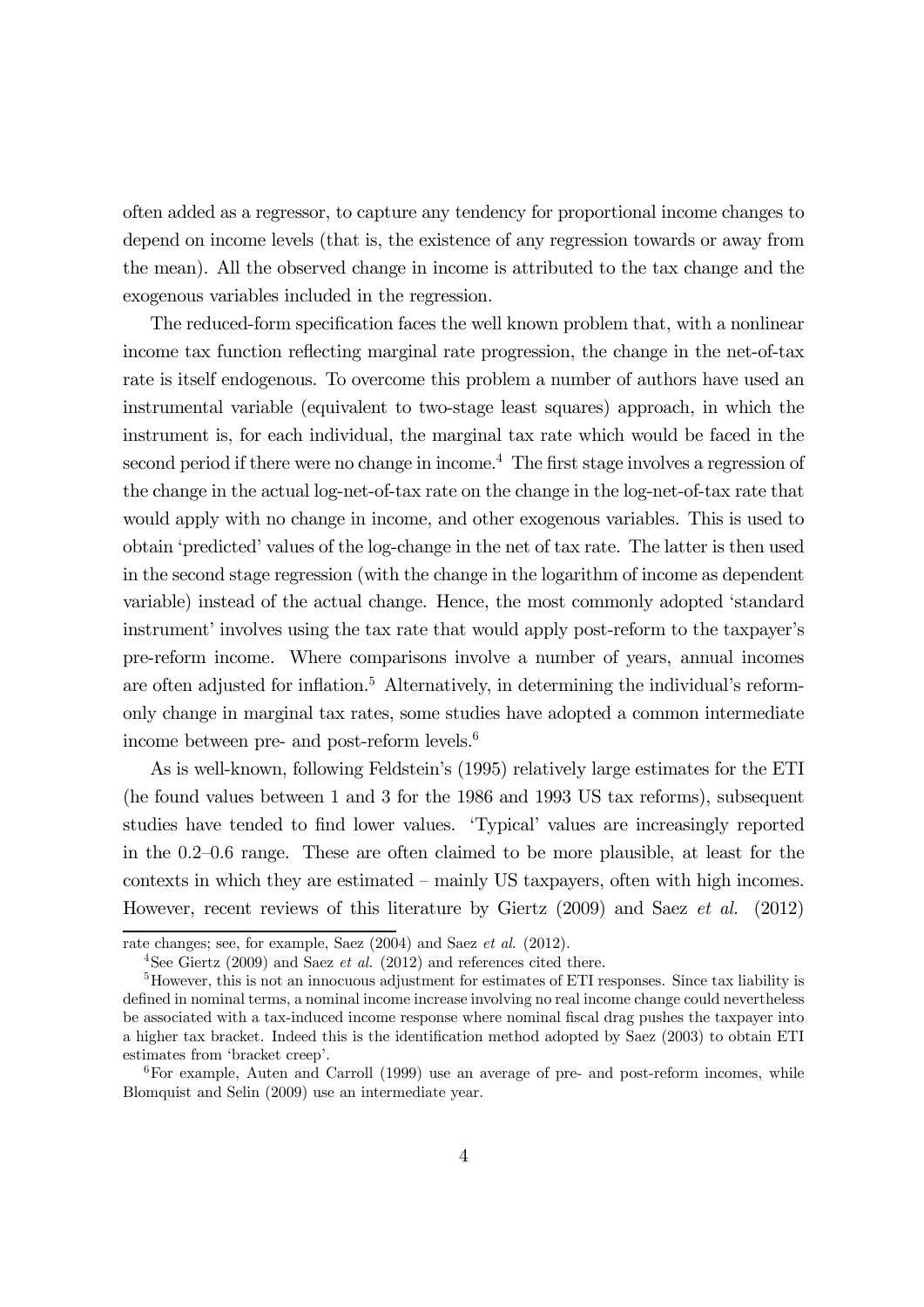often added as a regressor, to capture any tendency for proportional income changes to depend on income levels (that is, the existence of any regression towards or away from the mean). All the observed change in income is attributed to the tax change and the exogenous variables included in the regression.

The reduced-form specification faces the well known problem that, with a nonlinear income tax function reflecting marginal rate progression, the change in the net-of-tax rate is itself endogenous. To overcome this problem a number of authors have used an instrumental variable (equivalent to two-stage least squares) approach, in which the instrument is, for each individual, the marginal tax rate which would be faced in the second period if there were no change in income.[4] The first stage involves a regression of the change in the actual log-net-of-tax rate on the change in the log-net-of-tax rate that would apply with no change in income, and other exogenous variables. This is used to obtain 'predicted' values of the log-change in the net of tax rate. The latter is then used in the second stage regression (with the change in the logarithm of income as dependent variable) instead of the actual change. Hence, the most commonly adopted 'standard instrument' involves using the tax rate that would apply post-reform to the taxpayer's pre-reform income. Where comparisons involve a number of years, annual incomes are often adjusted for inflation.[5] Alternatively, in determining the individual's reform-only change in marginal tax rates, some studies have adopted a common intermediate income between pre- and post-reform levels.[6]

As is well-known, following Feldstein's (1995) relatively large estimates for the ETI (he found values between 1 and 3 for the 1986 and 1993 US tax reforms), subsequent studies have tended to find lower values. 'Typical' values are increasingly reported in the 0.2–0.6 range. These are often claimed to be more plausible, at least for the contexts in which they are estimated – mainly US taxpayers, often with high incomes. However, recent reviews of this literature by Giertz (2009) and Saez *et al.* (2012)

---

rate changes; see, for example, Saez (2004) and Saez *et al.* (2012).

[4] See Giertz (2009) and Saez *et al.* (2012) and references cited there.

[5] However, this is not an innocuous adjustment for estimates of ETI responses. Since tax liability is defined in nominal terms, a nominal income increase involving no real income change could nevertheless be associated with a tax-induced income response where nominal fiscal drag pushes the taxpayer into a higher tax bracket. Indeed this is the identification method adopted by Saez (2003) to obtain ETI estimates from 'bracket creep'.

[6] For example, Auten and Carroll (1999) use an average of pre- and post-reform incomes, while Blomquist and Selin (2009) use an intermediate year.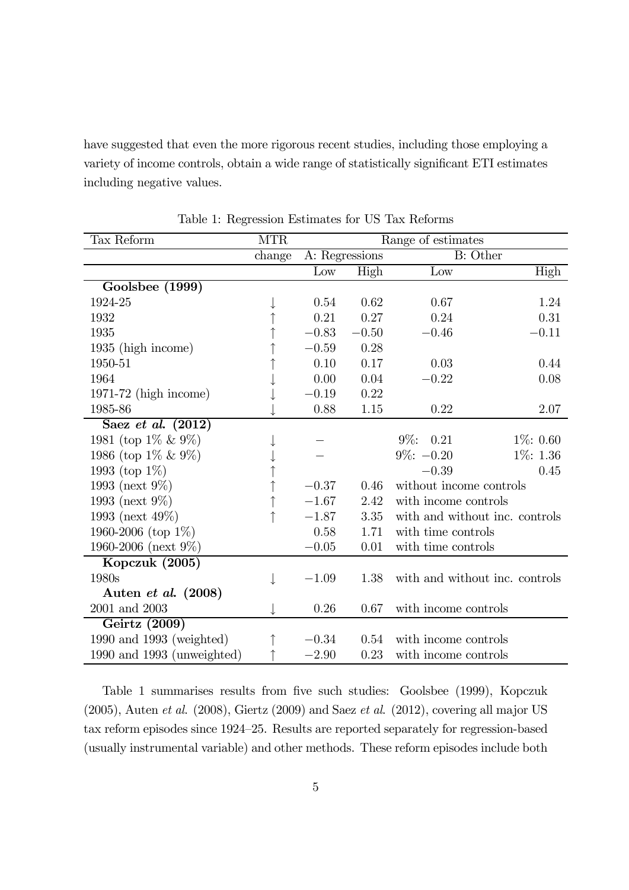have suggested that even the more rigorous recent studies, including those employing a variety of income controls, obtain a wide range of statistically significant ETI estimates including negative values.

Table 1: Regression Estimates for US Tax Reforms

| Tax Reform | MTR change | A: Regressions Low | A: Regressions High | B: Other Low | B: Other High |
|---|---|---|---|---|---|
| **Goolsbee (1999)** | | | | | |
| 1924-25 | ↓ | 0.54 | 0.62 | 0.67 | 1.24 |
| 1932 | ↑ | 0.21 | 0.27 | 0.24 | 0.31 |
| 1935 | ↑ | −0.83 | −0.50 | −0.46 | −0.11 |
| 1935 (high income) | ↑ | −0.59 | 0.28 | | |
| 1950-51 | ↑ | 0.10 | 0.17 | 0.03 | 0.44 |
| 1964 | ↓ | 0.00 | 0.04 | −0.22 | 0.08 |
| 1971-72 (high income) | ↓ | −0.19 | 0.22 | | |
| 1985-86 | ↓ | 0.88 | 1.15 | 0.22 | 2.07 |
| **Saez *et al.* (2012)** | | | | | |
| 1981 (top 1% & 9%) | ↓ | − | | 9%: 0.21 | 1%: 0.60 |
| 1986 (top 1% & 9%) | ↓ | − | | 9%: −0.20 | 1%: 1.36 |
| 1993 (top 1%) | ↑ | | | −0.39 | 0.45 |
| 1993 (next 9%) | ↑ | −0.37 | 0.46 | without income controls | |
| 1993 (next 9%) | ↑ | −1.67 | 2.42 | with income controls | |
| 1993 (next 49%) | ↑ | −1.87 | 3.35 | with and without inc. controls | |
| 1960-2006 (top 1%) | | 0.58 | 1.71 | with time controls | |
| 1960-2006 (next 9%) | | −0.05 | 0.01 | with time controls | |
| **Kopczuk (2005)** | | | | | |
| 1980s | ↓ | −1.09 | 1.38 | with and without inc. controls | |
| **Auten *et al.* (2008)** | | | | | |
| 2001 and 2003 | ↓ | 0.26 | 0.67 | with income controls | |
| **Geirtz (2009)** | | | | | |
| 1990 and 1993 (weighted) | ↑ | −0.34 | 0.54 | with income controls | |
| 1990 and 1993 (unweighted) | ↑ | −2.90 | 0.23 | with income controls | |

Table 1 summarises results from five such studies: Goolsbee (1999), Kopczuk (2005), Auten *et al.* (2008), Giertz (2009) and Saez *et al.* (2012), covering all major US tax reform episodes since 1924–25. Results are reported separately for regression-based (usually instrumental variable) and other methods. These reform episodes include both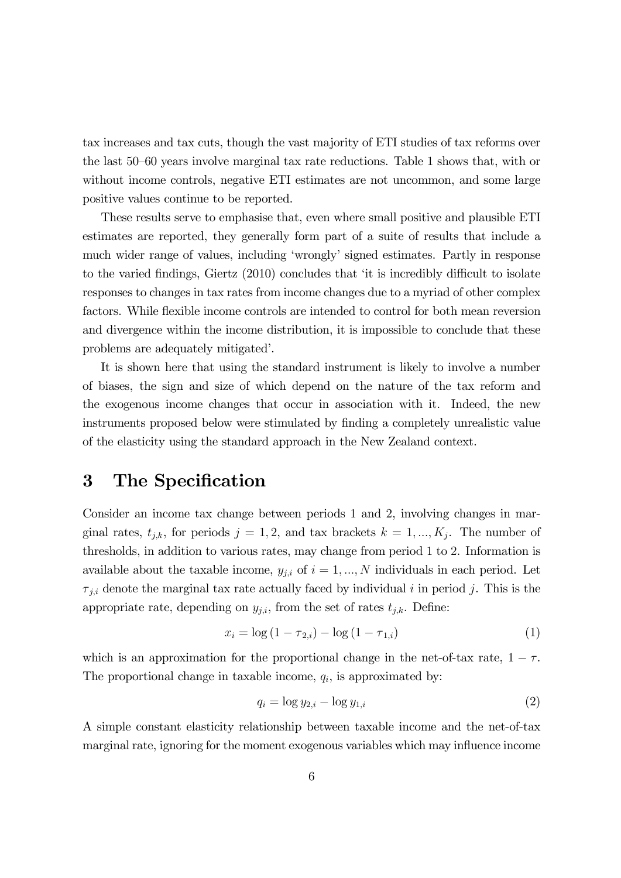tax increases and tax cuts, though the vast majority of ETI studies of tax reforms over the last 50–60 years involve marginal tax rate reductions. Table 1 shows that, with or without income controls, negative ETI estimates are not uncommon, and some large positive values continue to be reported.

These results serve to emphasise that, even where small positive and plausible ETI estimates are reported, they generally form part of a suite of results that include a much wider range of values, including 'wrongly' signed estimates. Partly in response to the varied findings, Giertz (2010) concludes that 'it is incredibly difficult to isolate responses to changes in tax rates from income changes due to a myriad of other complex factors. While flexible income controls are intended to control for both mean reversion and divergence within the income distribution, it is impossible to conclude that these problems are adequately mitigated'.

It is shown here that using the standard instrument is likely to involve a number of biases, the sign and size of which depend on the nature of the tax reform and the exogenous income changes that occur in association with it. Indeed, the new instruments proposed below were stimulated by finding a completely unrealistic value of the elasticity using the standard approach in the New Zealand context.

# 3 The Specification

Consider an income tax change between periods 1 and 2, involving changes in marginal rates, $t_{j,k}$, for periods $j = 1, 2$, and tax brackets $k = 1, ..., K_j$. The number of thresholds, in addition to various rates, may change from period 1 to 2. Information is available about the taxable income, $y_{j,i}$ of $i = 1, ..., N$ individuals in each period. Let $\tau_{j,i}$ denote the marginal tax rate actually faced by individual $i$ in period $j$. This is the appropriate rate, depending on $y_{j,i}$, from the set of rates $t_{j,k}$. Define:

$$x_i = \log(1 - \tau_{2,i}) - \log(1 - \tau_{1,i}) \tag{1}$$

which is an approximation for the proportional change in the net-of-tax rate, $1 - \tau$. The proportional change in taxable income, $q_i$, is approximated by:

$$q_i = \log y_{2,i} - \log y_{1,i} \tag{2}$$

A simple constant elasticity relationship between taxable income and the net-of-tax marginal rate, ignoring for the moment exogenous variables which may influence income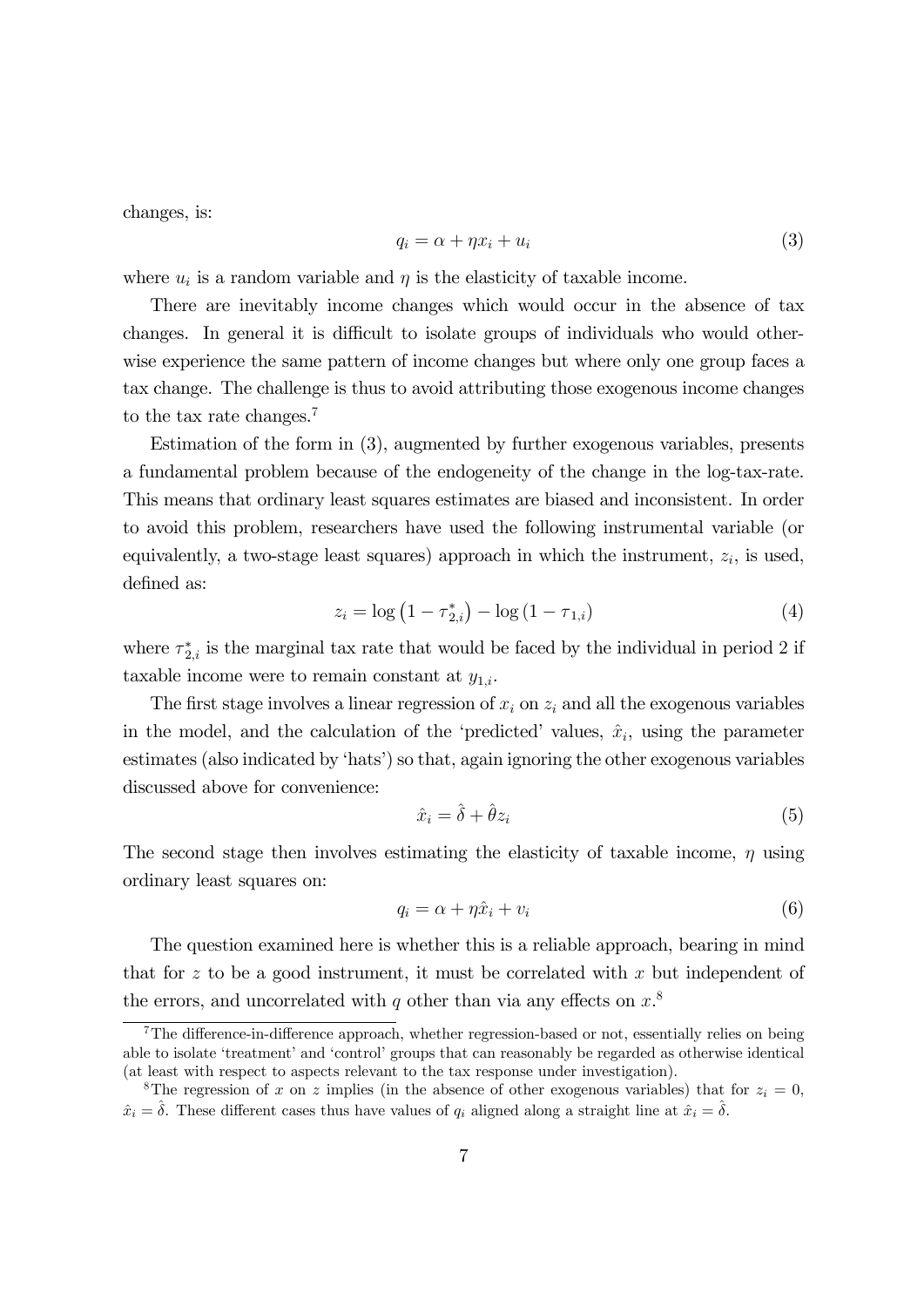changes, is:

$$q_i = \alpha + \eta x_i + u_i \tag{3}$$

where $u_i$ is a random variable and $\eta$ is the elasticity of taxable income.

There are inevitably income changes which would occur in the absence of tax changes. In general it is difficult to isolate groups of individuals who would otherwise experience the same pattern of income changes but where only one group faces a tax change. The challenge is thus to avoid attributing those exogenous income changes to the tax rate changes.[7]

Estimation of the form in (3), augmented by further exogenous variables, presents a fundamental problem because of the endogeneity of the change in the log-tax-rate. This means that ordinary least squares estimates are biased and inconsistent. In order to avoid this problem, researchers have used the following instrumental variable (or equivalently, a two-stage least squares) approach in which the instrument, $z_i$, is used, defined as:

$$z_i = \log\left(1 - \tau_{2,i}^*\right) - \log\left(1 - \tau_{1,i}\right) \tag{4}$$

where $\tau_{2,i}^*$ is the marginal tax rate that would be faced by the individual in period 2 if taxable income were to remain constant at $y_{1,i}$.

The first stage involves a linear regression of $x_i$ on $z_i$ and all the exogenous variables in the model, and the calculation of the 'predicted' values, $\hat{x}_i$, using the parameter estimates (also indicated by 'hats') so that, again ignoring the other exogenous variables discussed above for convenience:

$$\hat{x}_i = \hat{\delta} + \hat{\theta} z_i \tag{5}$$

The second stage then involves estimating the elasticity of taxable income, $\eta$ using ordinary least squares on:

$$q_i = \alpha + \eta \hat{x}_i + v_i \tag{6}$$

The question examined here is whether this is a reliable approach, bearing in mind that for $z$ to be a good instrument, it must be correlated with $x$ but independent of the errors, and uncorrelated with $q$ other than via any effects on $x$.[8]

[7] The difference-in-difference approach, whether regression-based or not, essentially relies on being able to isolate 'treatment' and 'control' groups that can reasonably be regarded as otherwise identical (at least with respect to aspects relevant to the tax response under investigation).

[8] The regression of $x$ on $z$ implies (in the absence of other exogenous variables) that for $z_i = 0$, $\hat{x}_i = \hat{\delta}$. These different cases thus have values of $q_i$ aligned along a straight line at $\hat{x}_i = \hat{\delta}$.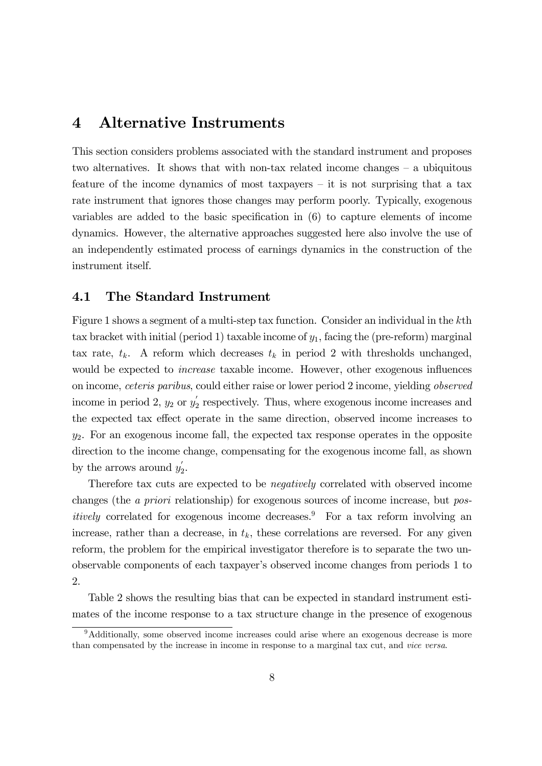# 4 Alternative Instruments

This section considers problems associated with the standard instrument and proposes two alternatives. It shows that with non-tax related income changes – a ubiquitous feature of the income dynamics of most taxpayers – it is not surprising that a tax rate instrument that ignores those changes may perform poorly. Typically, exogenous variables are added to the basic specification in (6) to capture elements of income dynamics. However, the alternative approaches suggested here also involve the use of an independently estimated process of earnings dynamics in the construction of the instrument itself.

## 4.1 The Standard Instrument

Figure 1 shows a segment of a multi-step tax function. Consider an individual in the $k$th tax bracket with initial (period 1) taxable income of $y_1$, facing the (pre-reform) marginal tax rate, $t_k$. A reform which decreases $t_k$ in period 2 with thresholds unchanged, would be expected to *increase* taxable income. However, other exogenous influences on income, *ceteris paribus*, could either raise or lower period 2 income, yielding *observed* income in period 2, $y_2$ or $y_2^{'}$ respectively. Thus, where exogenous income increases and the expected tax effect operate in the same direction, observed income increases to $y_2$. For an exogenous income fall, the expected tax response operates in the opposite direction to the income change, compensating for the exogenous income fall, as shown by the arrows around $y_2^{'}$.

Therefore tax cuts are expected to be *negatively* correlated with observed income changes (the *a priori* relationship) for exogenous sources of income increase, but *positively* correlated for exogenous income decreases.[9] For a tax reform involving an increase, rather than a decrease, in $t_k$, these correlations are reversed. For any given reform, the problem for the empirical investigator therefore is to separate the two unobservable components of each taxpayer's observed income changes from periods 1 to 2.

Table 2 shows the resulting bias that can be expected in standard instrument estimates of the income response to a tax structure change in the presence of exogenous

[9] Additionally, some observed income increases could arise where an exogenous decrease is more than compensated by the increase in income in response to a marginal tax cut, and *vice versa*.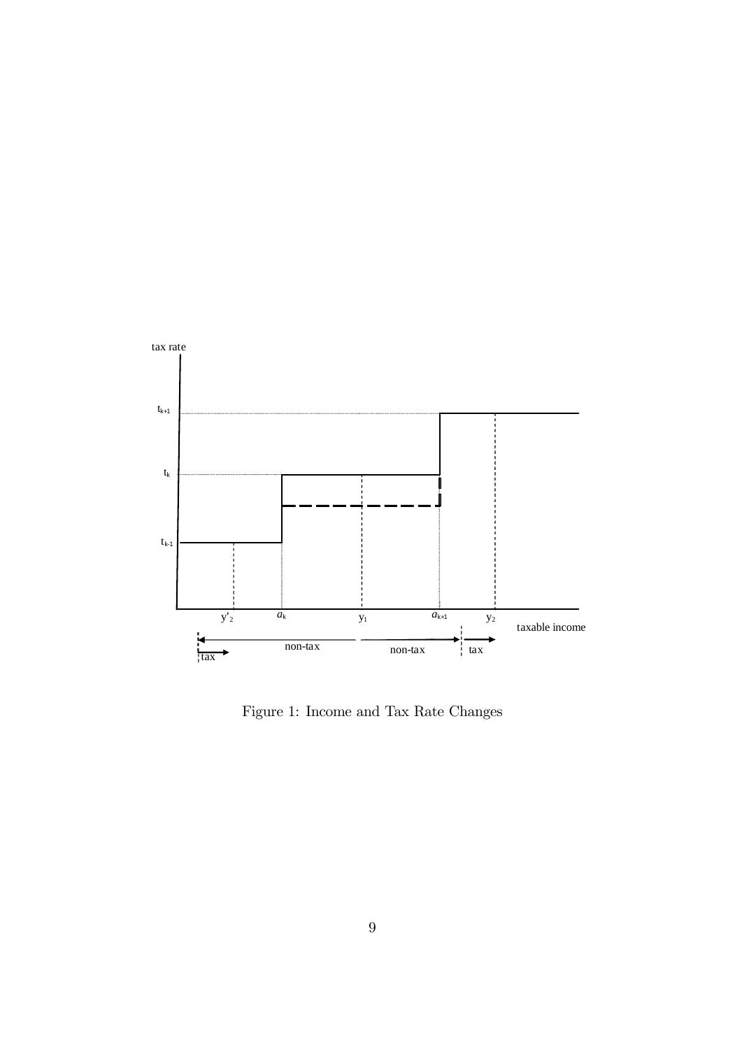Figure 1: Income and Tax Rate Changes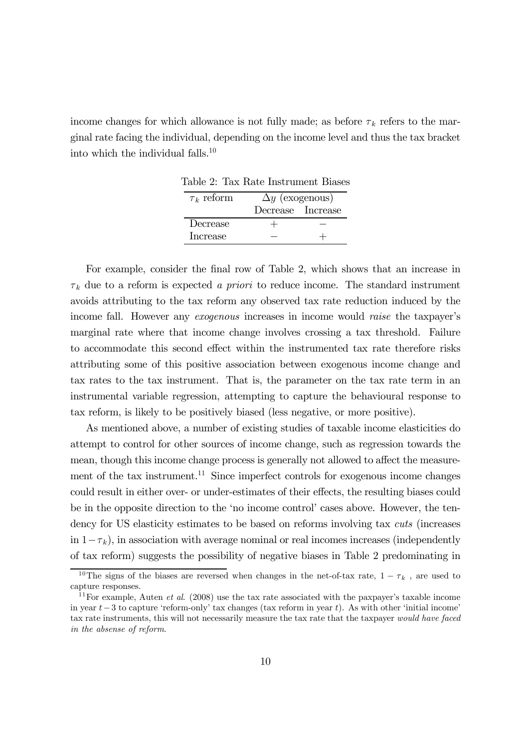income changes for which allowance is not fully made; as before $\tau_k$ refers to the marginal rate facing the individual, depending on the income level and thus the tax bracket into which the individual falls.[10]

Table 2: Tax Rate Instrument Biases

| $\tau_k$ reform | $\Delta y$ (exogenous) | |
|---|---|---|
| | Decrease | Increase |
| Decrease | $+$ | $-$ |
| Increase | $-$ | $+$ |

For example, consider the final row of Table 2, which shows that an increase in $\tau_k$ due to a reform is expected *a priori* to reduce income. The standard instrument avoids attributing to the tax reform any observed tax rate reduction induced by the income fall. However any *exogenous* increases in income would *raise* the taxpayer's marginal rate where that income change involves crossing a tax threshold. Failure to accommodate this second effect within the instrumented tax rate therefore risks attributing some of this positive association between exogenous income change and tax rates to the tax instrument. That is, the parameter on the tax rate term in an instrumental variable regression, attempting to capture the behavioural response to tax reform, is likely to be positively biased (less negative, or more positive).

As mentioned above, a number of existing studies of taxable income elasticities do attempt to control for other sources of income change, such as regression towards the mean, though this income change process is generally not allowed to affect the measurement of the tax instrument.[11] Since imperfect controls for exogenous income changes could result in either over- or under-estimates of their effects, the resulting biases could be in the opposite direction to the 'no income control' cases above. However, the tendency for US elasticity estimates to be based on reforms involving tax *cuts* (increases in $1-\tau_k$), in association with average nominal or real incomes increases (independently of tax reform) suggests the possibility of negative biases in Table 2 predominating in

[10] The signs of the biases are reversed when changes in the net-of-tax rate, $1 - \tau_k$ , are used to capture responses.

[11] For example, Auten *et al.* (2008) use the tax rate associated with the paxpayer's taxable income in year $t-3$ to capture 'reform-only' tax changes (tax reform in year $t$). As with other 'initial income' tax rate instruments, this will not necessarily measure the tax rate that the taxpayer *would have faced in the absense of reform*.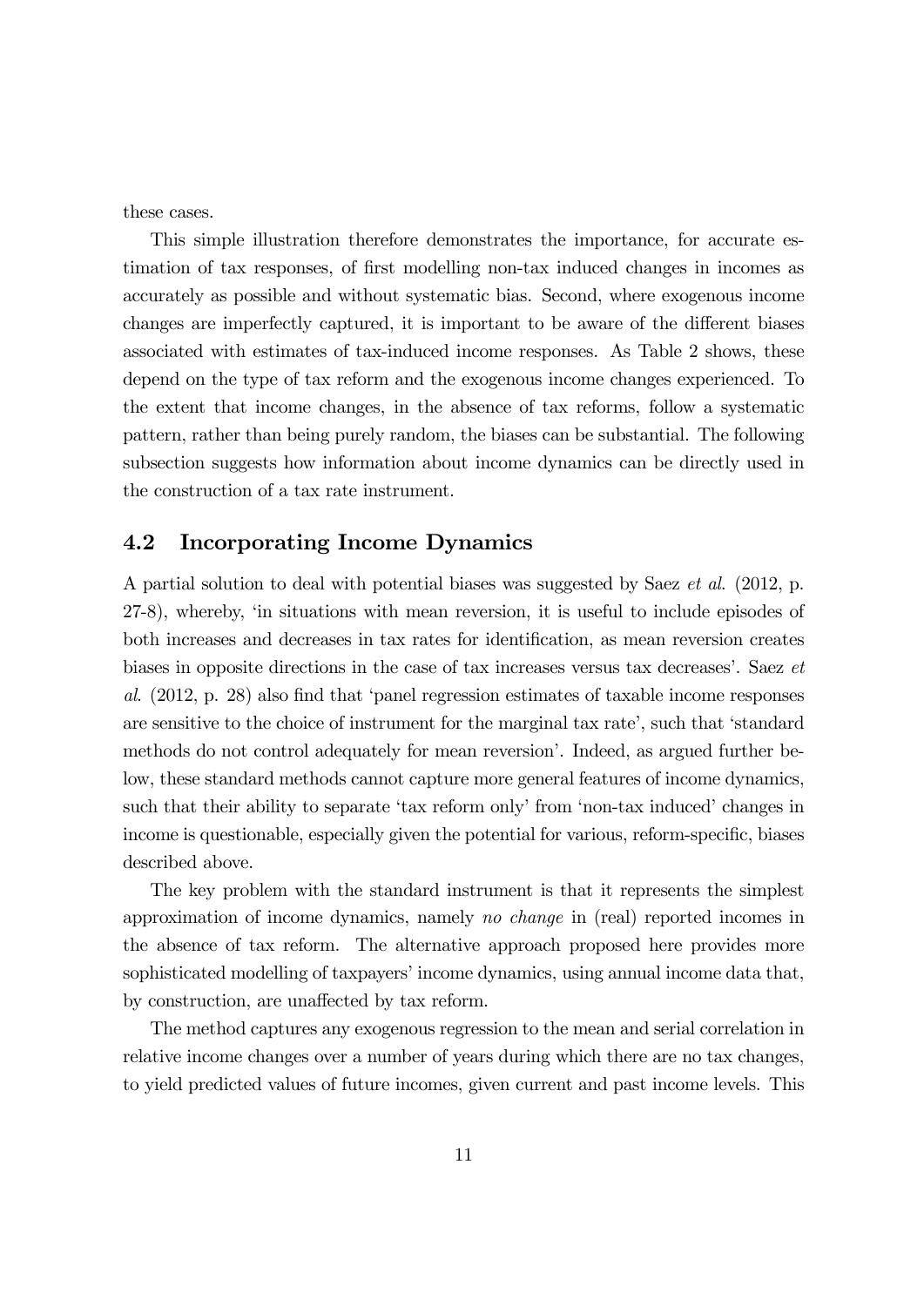these cases.

This simple illustration therefore demonstrates the importance, for accurate estimation of tax responses, of first modelling non-tax induced changes in incomes as accurately as possible and without systematic bias. Second, where exogenous income changes are imperfectly captured, it is important to be aware of the different biases associated with estimates of tax-induced income responses. As Table 2 shows, these depend on the type of tax reform and the exogenous income changes experienced. To the extent that income changes, in the absence of tax reforms, follow a systematic pattern, rather than being purely random, the biases can be substantial. The following subsection suggests how information about income dynamics can be directly used in the construction of a tax rate instrument.

## 4.2 Incorporating Income Dynamics

A partial solution to deal with potential biases was suggested by Saez *et al.* (2012, p. 27-8), whereby, 'in situations with mean reversion, it is useful to include episodes of both increases and decreases in tax rates for identification, as mean reversion creates biases in opposite directions in the case of tax increases versus tax decreases'. Saez *et al.* (2012, p. 28) also find that 'panel regression estimates of taxable income responses are sensitive to the choice of instrument for the marginal tax rate', such that 'standard methods do not control adequately for mean reversion'. Indeed, as argued further below, these standard methods cannot capture more general features of income dynamics, such that their ability to separate 'tax reform only' from 'non-tax induced' changes in income is questionable, especially given the potential for various, reform-specific, biases described above.

The key problem with the standard instrument is that it represents the simplest approximation of income dynamics, namely *no change* in (real) reported incomes in the absence of tax reform. The alternative approach proposed here provides more sophisticated modelling of taxpayers' income dynamics, using annual income data that, by construction, are unaffected by tax reform.

The method captures any exogenous regression to the mean and serial correlation in relative income changes over a number of years during which there are no tax changes, to yield predicted values of future incomes, given current and past income levels. This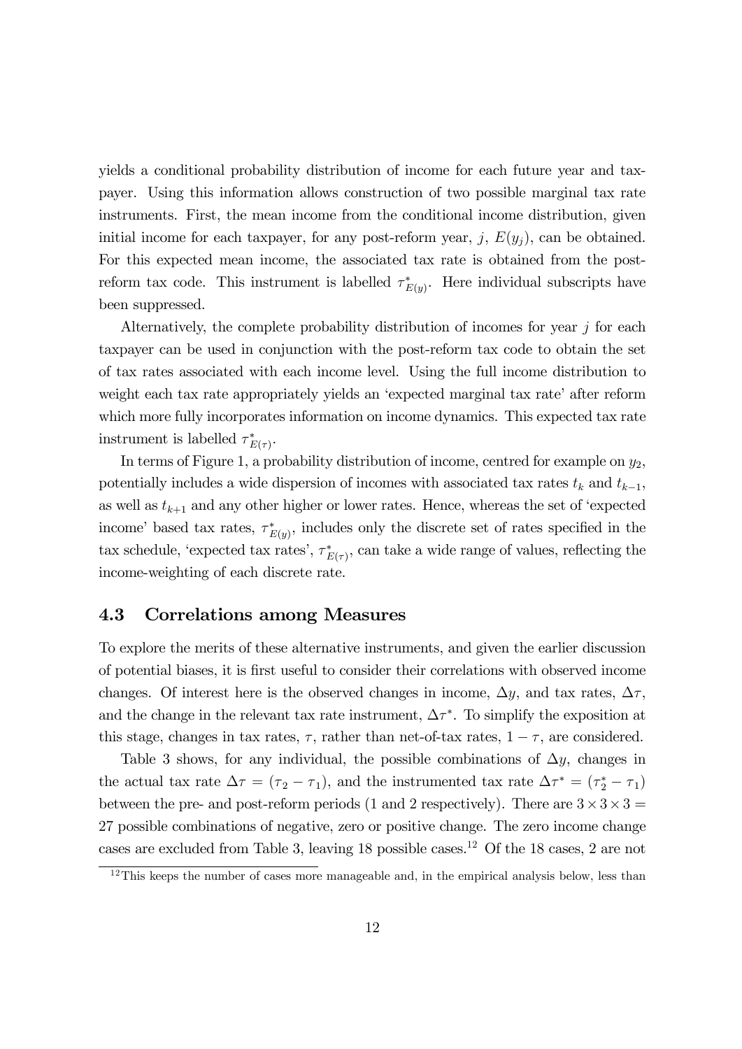yields a conditional probability distribution of income for each future year and taxpayer. Using this information allows construction of two possible marginal tax rate instruments. First, the mean income from the conditional income distribution, given initial income for each taxpayer, for any post-reform year, $j$, $E(y_j)$, can be obtained. For this expected mean income, the associated tax rate is obtained from the post-reform tax code. This instrument is labelled $\tau^*_{E(y)}$. Here individual subscripts have been suppressed.

Alternatively, the complete probability distribution of incomes for year $j$ for each taxpayer can be used in conjunction with the post-reform tax code to obtain the set of tax rates associated with each income level. Using the full income distribution to weight each tax rate appropriately yields an 'expected marginal tax rate' after reform which more fully incorporates information on income dynamics. This expected tax rate instrument is labelled $\tau^*_{E(\tau)}$.

In terms of Figure 1, a probability distribution of income, centred for example on $y_2$, potentially includes a wide dispersion of incomes with associated tax rates $t_k$ and $t_{k-1}$, as well as $t_{k+1}$ and any other higher or lower rates. Hence, whereas the set of 'expected income' based tax rates, $\tau^*_{E(y)}$, includes only the discrete set of rates specified in the tax schedule, 'expected tax rates', $\tau^*_{E(\tau)}$, can take a wide range of values, reflecting the income-weighting of each discrete rate.

### 4.3 Correlations among Measures

To explore the merits of these alternative instruments, and given the earlier discussion of potential biases, it is first useful to consider their correlations with observed income changes. Of interest here is the observed changes in income, $\Delta y$, and tax rates, $\Delta\tau$, and the change in the relevant tax rate instrument, $\Delta\tau^*$. To simplify the exposition at this stage, changes in tax rates, $\tau$, rather than net-of-tax rates, $1-\tau$, are considered.

Table 3 shows, for any individual, the possible combinations of $\Delta y$, changes in the actual tax rate $\Delta\tau = (\tau_2 - \tau_1)$, and the instrumented tax rate $\Delta\tau^* = (\tau^*_2 - \tau_1)$ between the pre- and post-reform periods (1 and 2 respectively). There are $3 \times 3 \times 3 = 27$ possible combinations of negative, zero or positive change. The zero income change cases are excluded from Table 3, leaving 18 possible cases.[12] Of the 18 cases, 2 are not

[12] This keeps the number of cases more manageable and, in the empirical analysis below, less than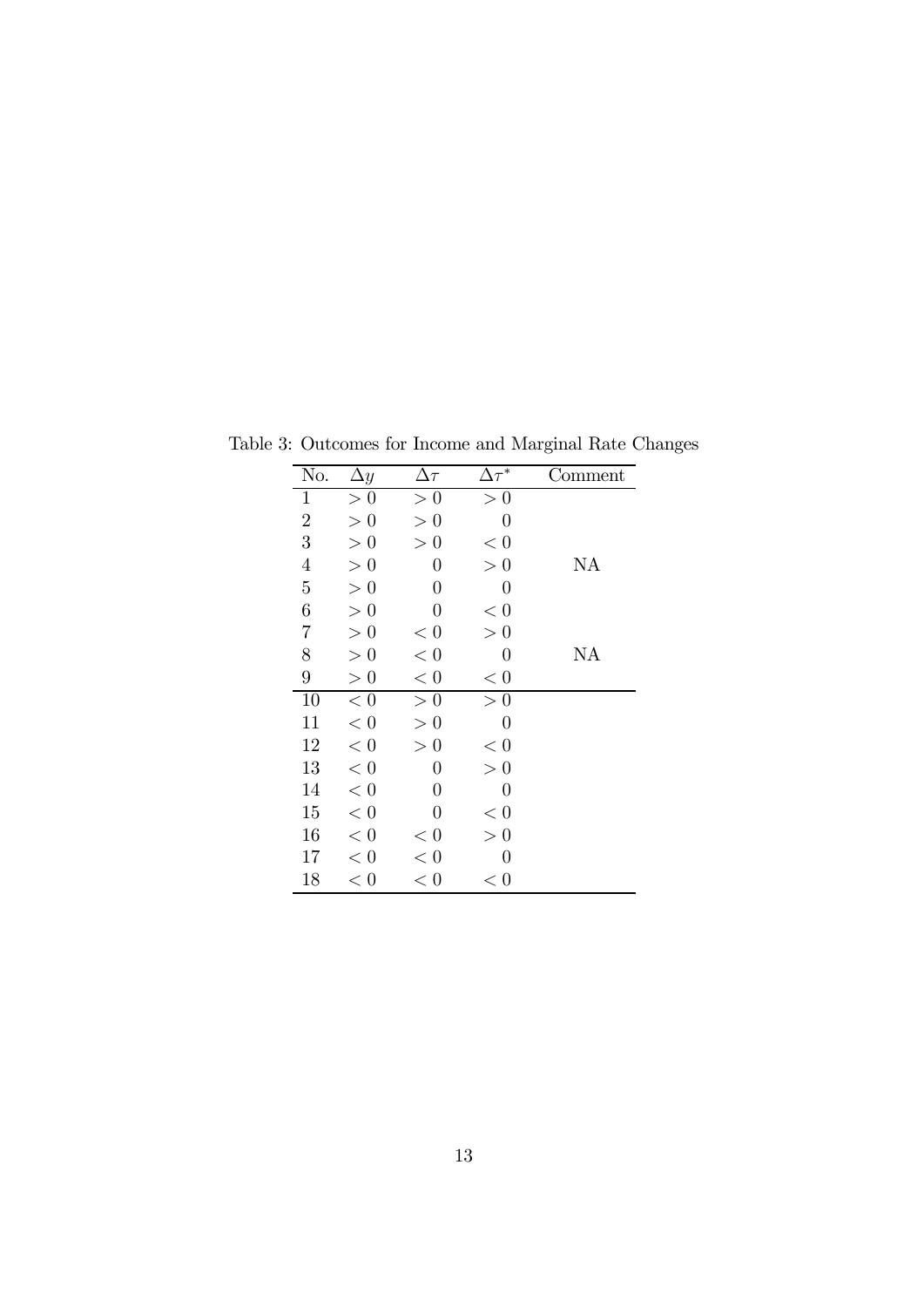Table 3: Outcomes for Income and Marginal Rate Changes

| No. | $\Delta y$ | $\Delta \tau$ | $\Delta \tau^*$ | Comment |
|---|---|---|---|---|
| 1 | $> 0$ | $> 0$ | $> 0$ | |
| 2 | $> 0$ | $> 0$ | $0$ | |
| 3 | $> 0$ | $> 0$ | $< 0$ | |
| 4 | $> 0$ | $0$ | $> 0$ | NA |
| 5 | $> 0$ | $0$ | $0$ | |
| 6 | $> 0$ | $0$ | $< 0$ | |
| 7 | $> 0$ | $< 0$ | $> 0$ | |
| 8 | $> 0$ | $< 0$ | $0$ | NA |
| 9 | $> 0$ | $< 0$ | $< 0$ | |
| 10 | $< 0$ | $> 0$ | $> 0$ | |
| 11 | $< 0$ | $> 0$ | $0$ | |
| 12 | $< 0$ | $> 0$ | $< 0$ | |
| 13 | $< 0$ | $0$ | $> 0$ | |
| 14 | $< 0$ | $0$ | $0$ | |
| 15 | $< 0$ | $0$ | $< 0$ | |
| 16 | $< 0$ | $< 0$ | $> 0$ | |
| 17 | $< 0$ | $< 0$ | $0$ | |
| 18 | $< 0$ | $< 0$ | $< 0$ | |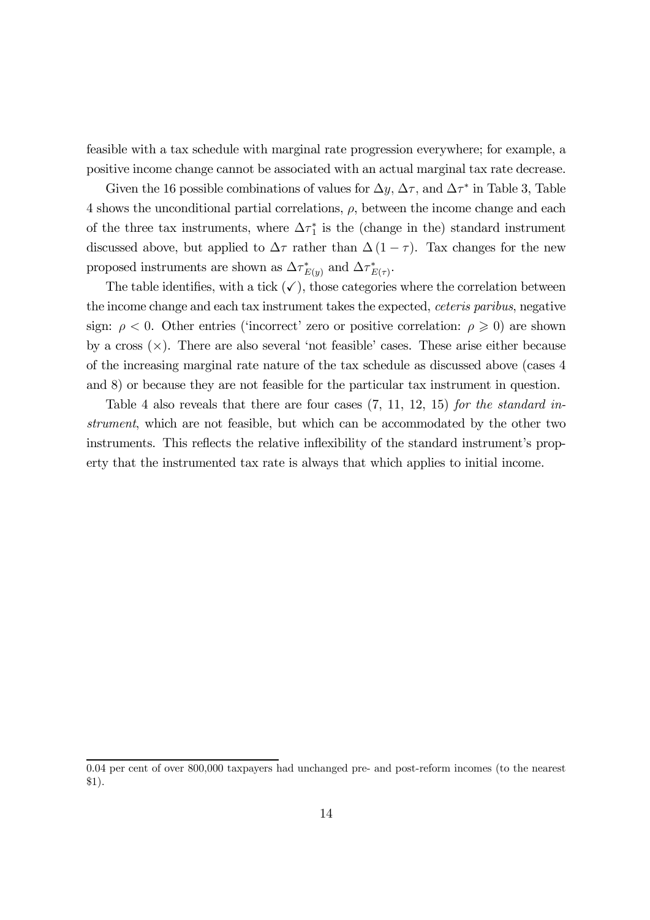feasible with a tax schedule with marginal rate progression everywhere; for example, a positive income change cannot be associated with an actual marginal tax rate decrease.

Given the 16 possible combinations of values for $\Delta y$, $\Delta\tau$, and $\Delta\tau^*$ in Table 3, Table 4 shows the unconditional partial correlations, $\rho$, between the income change and each of the three tax instruments, where $\Delta\tau_1^*$ is the (change in the) standard instrument discussed above, but applied to $\Delta\tau$ rather than $\Delta(1-\tau)$. Tax changes for the new proposed instruments are shown as $\Delta\tau_{E(y)}^*$ and $\Delta\tau_{E(\tau)}^*$.

The table identifies, with a tick (✓), those categories where the correlation between the income change and each tax instrument takes the expected, *ceteris paribus*, negative sign: $\rho < 0$. Other entries ('incorrect' zero or positive correlation: $\rho \geqslant 0$) are shown by a cross ($\times$). There are also several 'not feasible' cases. These arise either because of the increasing marginal rate nature of the tax schedule as discussed above (cases 4 and 8) or because they are not feasible for the particular tax instrument in question.

Table 4 also reveals that there are four cases (7, 11, 12, 15) *for the standard instrument*, which are not feasible, but which can be accommodated by the other two instruments. This reflects the relative inflexibility of the standard instrument's property that the instrumented tax rate is always that which applies to initial income.

---

0.04 per cent of over 800,000 taxpayers had unchanged pre- and post-reform incomes (to the nearest \$1).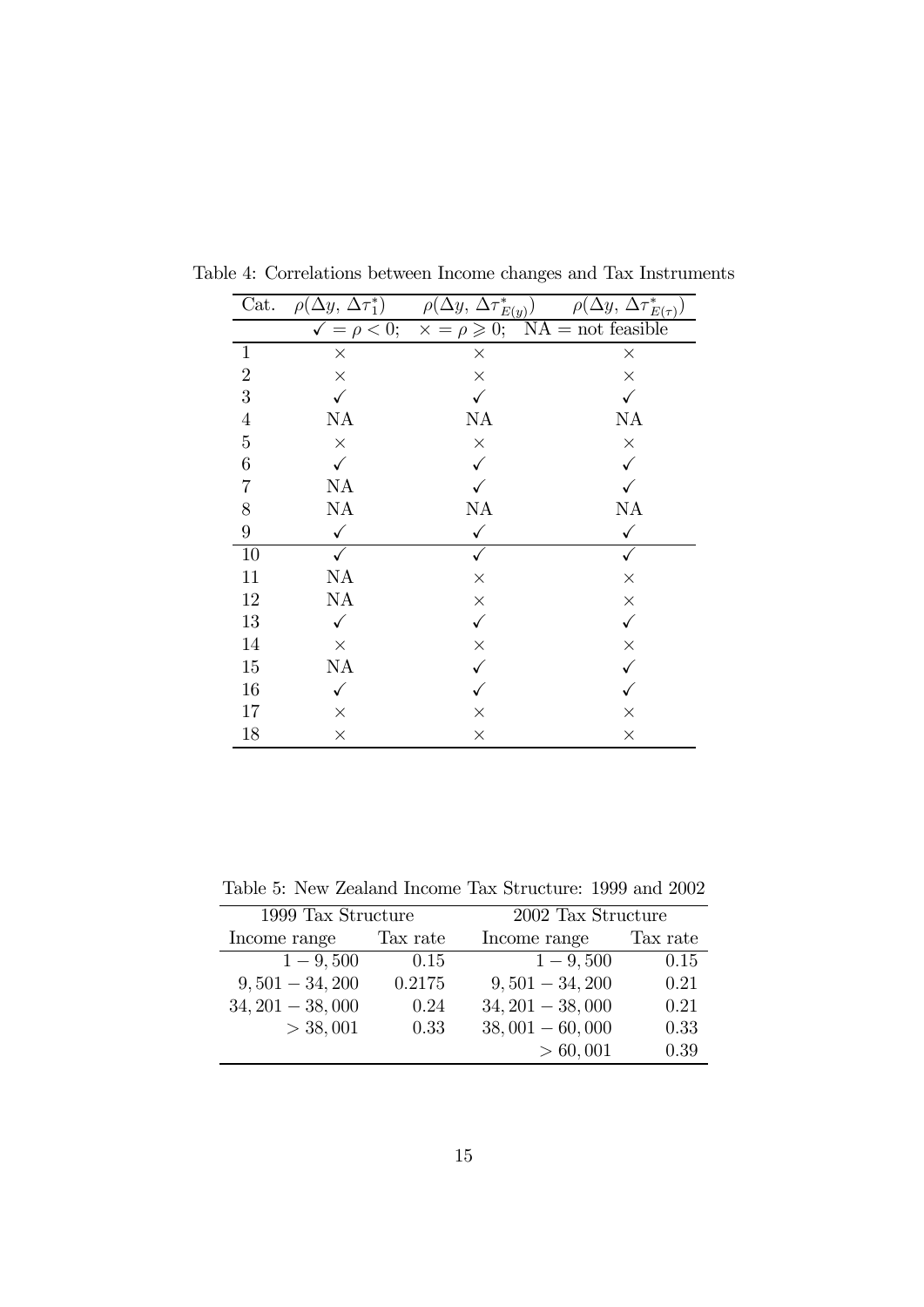Table 4: Correlations between Income changes and Tax Instruments

| Cat. | $\rho(\Delta y,\, \Delta\tau_1^*)$ | $\rho(\Delta y,\, \Delta\tau_{E(y)}^*)$ | $\rho(\Delta y,\, \Delta\tau_{E(\tau)}^*)$ |
|---|---|---|---|
| | $\checkmark = \rho < 0$; | $\times = \rho \geqslant 0$; | NA = not feasible |
| 1 | $\times$ | $\times$ | $\times$ |
| 2 | $\times$ | $\times$ | $\times$ |
| 3 | $\checkmark$ | $\checkmark$ | $\checkmark$ |
| 4 | NA | NA | NA |
| 5 | $\times$ | $\times$ | $\times$ |
| 6 | $\checkmark$ | $\checkmark$ | $\checkmark$ |
| 7 | NA | $\checkmark$ | $\checkmark$ |
| 8 | NA | NA | NA |
| 9 | $\checkmark$ | $\checkmark$ | $\checkmark$ |
| 10 | $\checkmark$ | $\checkmark$ | $\checkmark$ |
| 11 | NA | $\times$ | $\times$ |
| 12 | NA | $\times$ | $\times$ |
| 13 | $\checkmark$ | $\checkmark$ | $\checkmark$ |
| 14 | $\times$ | $\times$ | $\times$ |
| 15 | NA | $\checkmark$ | $\checkmark$ |
| 16 | $\checkmark$ | $\checkmark$ | $\checkmark$ |
| 17 | $\times$ | $\times$ | $\times$ |
| 18 | $\times$ | $\times$ | $\times$ |

Table 5: New Zealand Income Tax Structure: 1999 and 2002

| 1999 Tax Structure | | 2002 Tax Structure | |
|---|---|---|---|
| Income range | Tax rate | Income range | Tax rate |
| $1 - 9,500$ | 0.15 | $1 - 9,500$ | 0.15 |
| $9,501 - 34,200$ | 0.2175 | $9,501 - 34,200$ | 0.21 |
| $34,201 - 38,000$ | 0.24 | $34,201 - 38,000$ | 0.21 |
| $> 38,001$ | 0.33 | $38,001 - 60,000$ | 0.33 |
| | | $> 60,001$ | 0.39 |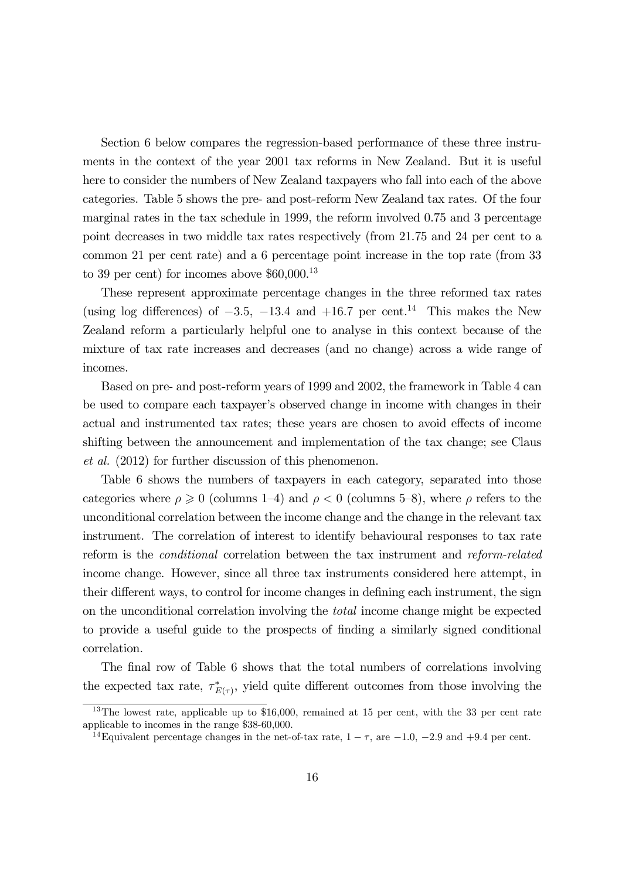Section 6 below compares the regression-based performance of these three instruments in the context of the year 2001 tax reforms in New Zealand. But it is useful here to consider the numbers of New Zealand taxpayers who fall into each of the above categories. Table 5 shows the pre- and post-reform New Zealand tax rates. Of the four marginal rates in the tax schedule in 1999, the reform involved 0.75 and 3 percentage point decreases in two middle tax rates respectively (from 21.75 and 24 per cent to a common 21 per cent rate) and a 6 percentage point increase in the top rate (from 33 to 39 per cent) for incomes above \$60,000.[13]

These represent approximate percentage changes in the three reformed tax rates (using log differences) of $-3.5$, $-13.4$ and $+16.7$ per cent.[14] This makes the New Zealand reform a particularly helpful one to analyse in this context because of the mixture of tax rate increases and decreases (and no change) across a wide range of incomes.

Based on pre- and post-reform years of 1999 and 2002, the framework in Table 4 can be used to compare each taxpayer's observed change in income with changes in their actual and instrumented tax rates; these years are chosen to avoid effects of income shifting between the announcement and implementation of the tax change; see Claus *et al.* (2012) for further discussion of this phenomenon.

Table 6 shows the numbers of taxpayers in each category, separated into those categories where $\rho \geqslant 0$ (columns 1–4) and $\rho < 0$ (columns 5–8), where $\rho$ refers to the unconditional correlation between the income change and the change in the relevant tax instrument. The correlation of interest to identify behavioural responses to tax rate reform is the *conditional* correlation between the tax instrument and *reform-related* income change. However, since all three tax instruments considered here attempt, in their different ways, to control for income changes in defining each instrument, the sign on the unconditional correlation involving the *total* income change might be expected to provide a useful guide to the prospects of finding a similarly signed conditional correlation.

The final row of Table 6 shows that the total numbers of correlations involving the expected tax rate, $\tau^*_{E(\tau)}$, yield quite different outcomes from those involving the

[13] The lowest rate, applicable up to \$16,000, remained at 15 per cent, with the 33 per cent rate applicable to incomes in the range \$38-60,000.

[14] Equivalent percentage changes in the net-of-tax rate, $1 - \tau$, are $-1.0$, $-2.9$ and $+9.4$ per cent.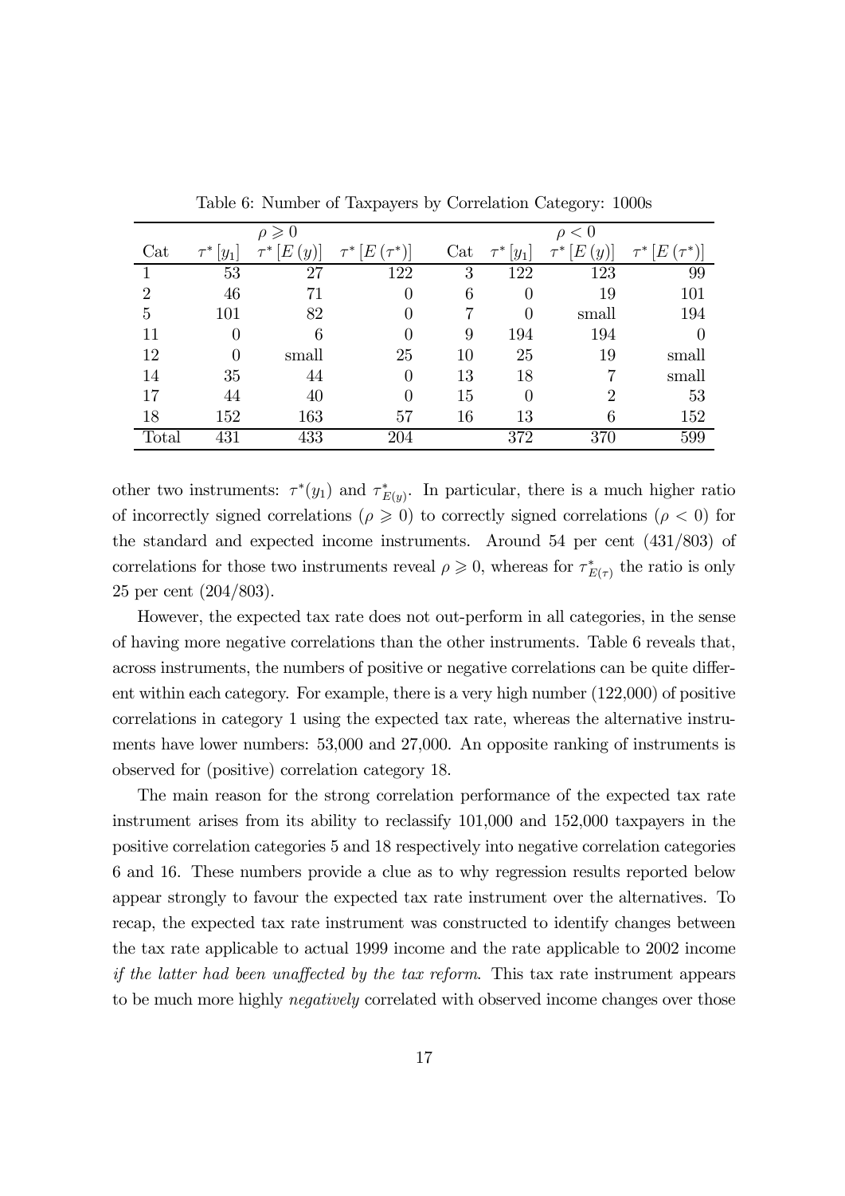Table 6: Number of Taxpayers by Correlation Category: 1000s

| | $\rho \geqslant 0$ | | | | $\rho < 0$ | | |
|---|---|---|---|---|---|---|---|
| Cat | $\tau^*[y_1]$ | $\tau^*[E(y)]$ | $\tau^*[E(\tau^*)]$ | Cat | $\tau^*[y_1]$ | $\tau^*[E(y)]$ | $\tau^*[E(\tau^*)]$ |
| 1 | 53 | 27 | 122 | 3 | 122 | 123 | 99 |
| 2 | 46 | 71 | 0 | 6 | 0 | 19 | 101 |
| 5 | 101 | 82 | 0 | 7 | 0 | small | 194 |
| 11 | 0 | 6 | 0 | 9 | 194 | 194 | 0 |
| 12 | 0 | small | 25 | 10 | 25 | 19 | small |
| 14 | 35 | 44 | 0 | 13 | 18 | 7 | small |
| 17 | 44 | 40 | 0 | 15 | 0 | 2 | 53 |
| 18 | 152 | 163 | 57 | 16 | 13 | 6 | 152 |
| Total | 431 | 433 | 204 | | 372 | 370 | 599 |

other two instruments: $\tau^*(y_1)$ and $\tau^*_{E(y)}$. In particular, there is a much higher ratio of incorrectly signed correlations ($\rho \geqslant 0$) to correctly signed correlations ($\rho < 0$) for the standard and expected income instruments. Around 54 per cent (431/803) of correlations for those two instruments reveal $\rho \geqslant 0$, whereas for $\tau^*_{E(\tau)}$ the ratio is only 25 per cent (204/803).

However, the expected tax rate does not out-perform in all categories, in the sense of having more negative correlations than the other instruments. Table 6 reveals that, across instruments, the numbers of positive or negative correlations can be quite different within each category. For example, there is a very high number (122,000) of positive correlations in category 1 using the expected tax rate, whereas the alternative instruments have lower numbers: 53,000 and 27,000. An opposite ranking of instruments is observed for (positive) correlation category 18.

The main reason for the strong correlation performance of the expected tax rate instrument arises from its ability to reclassify 101,000 and 152,000 taxpayers in the positive correlation categories 5 and 18 respectively into negative correlation categories 6 and 16. These numbers provide a clue as to why regression results reported below appear strongly to favour the expected tax rate instrument over the alternatives. To recap, the expected tax rate instrument was constructed to identify changes between the tax rate applicable to actual 1999 income and the rate applicable to 2002 income *if the latter had been unaffected by the tax reform*. This tax rate instrument appears to be much more highly *negatively* correlated with observed income changes over those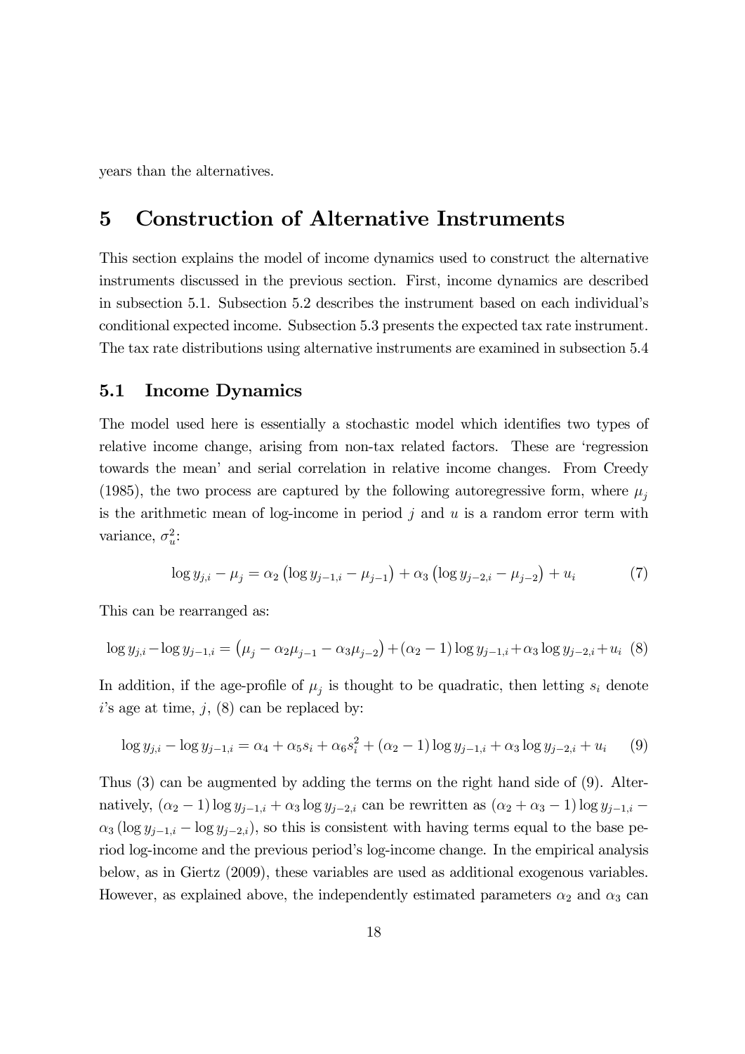years than the alternatives.

# 5 Construction of Alternative Instruments

This section explains the model of income dynamics used to construct the alternative instruments discussed in the previous section. First, income dynamics are described in subsection 5.1. Subsection 5.2 describes the instrument based on each individual's conditional expected income. Subsection 5.3 presents the expected tax rate instrument. The tax rate distributions using alternative instruments are examined in subsection 5.4

## 5.1 Income Dynamics

The model used here is essentially a stochastic model which identifies two types of relative income change, arising from non-tax related factors. These are 'regression towards the mean' and serial correlation in relative income changes. From Creedy (1985), the two process are captured by the following autoregressive form, where $\mu_j$ is the arithmetic mean of log-income in period $j$ and $u$ is a random error term with variance, $\sigma_u^2$:

$$\log y_{j,i} - \mu_j = \alpha_2 \left(\log y_{j-1,i} - \mu_{j-1}\right) + \alpha_3 \left(\log y_{j-2,i} - \mu_{j-2}\right) + u_i \tag{7}$$

This can be rearranged as:

$$\log y_{j,i} - \log y_{j-1,i} = \left(\mu_j - \alpha_2 \mu_{j-1} - \alpha_3 \mu_{j-2}\right) + (\alpha_2 - 1) \log y_{j-1,i} + \alpha_3 \log y_{j-2,i} + u_i \tag{8}$$

In addition, if the age-profile of $\mu_j$ is thought to be quadratic, then letting $s_i$ denote $i$'s age at time, $j$, (8) can be replaced by:

$$\log y_{j,i} - \log y_{j-1,i} = \alpha_4 + \alpha_5 s_i + \alpha_6 s_i^2 + (\alpha_2 - 1) \log y_{j-1,i} + \alpha_3 \log y_{j-2,i} + u_i \tag{9}$$

Thus (3) can be augmented by adding the terms on the right hand side of (9). Alternatively, $(\alpha_2 - 1) \log y_{j-1,i} + \alpha_3 \log y_{j-2,i}$ can be rewritten as $(\alpha_2 + \alpha_3 - 1) \log y_{j-1,i} - \alpha_3 \left(\log y_{j-1,i} - \log y_{j-2,i}\right)$, so this is consistent with having terms equal to the base period log-income and the previous period's log-income change. In the empirical analysis below, as in Giertz (2009), these variables are used as additional exogenous variables. However, as explained above, the independently estimated parameters $\alpha_2$ and $\alpha_3$ can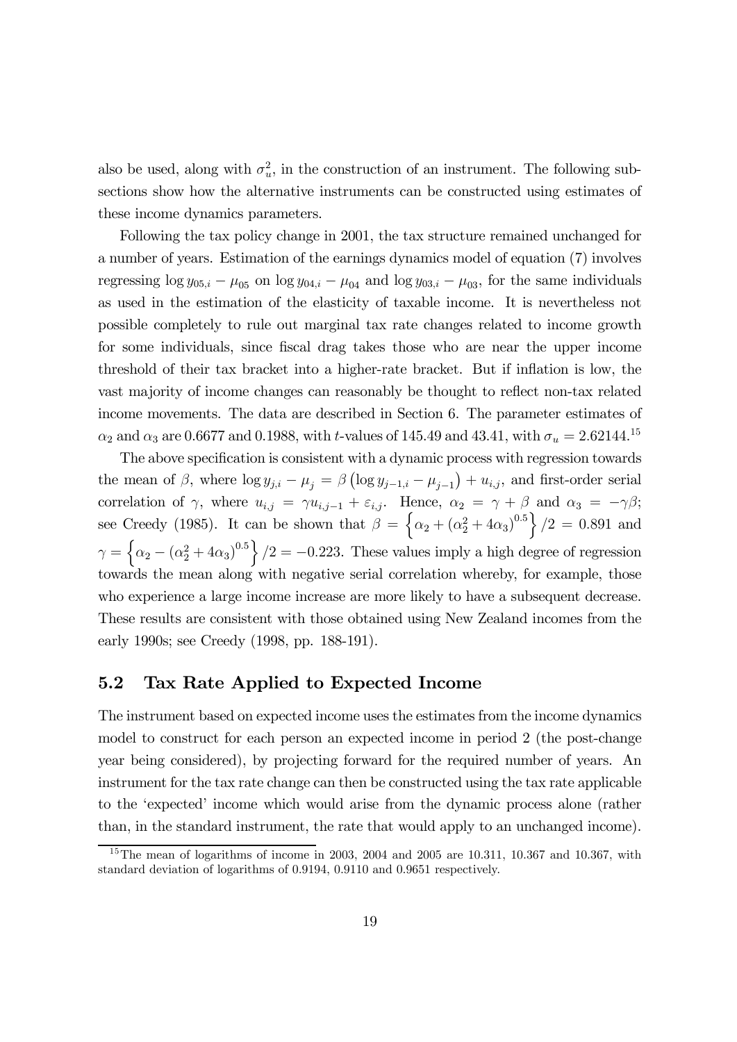also be used, along with $\sigma_u^2$, in the construction of an instrument. The following subsections show how the alternative instruments can be constructed using estimates of these income dynamics parameters.

Following the tax policy change in 2001, the tax structure remained unchanged for a number of years. Estimation of the earnings dynamics model of equation (7) involves regressing $\log y_{05,i} - \mu_{05}$ on $\log y_{04,i} - \mu_{04}$ and $\log y_{03,i} - \mu_{03}$, for the same individuals as used in the estimation of the elasticity of taxable income. It is nevertheless not possible completely to rule out marginal tax rate changes related to income growth for some individuals, since fiscal drag takes those who are near the upper income threshold of their tax bracket into a higher-rate bracket. But if inflation is low, the vast majority of income changes can reasonably be thought to reflect non-tax related income movements. The data are described in Section 6. The parameter estimates of $\alpha_2$ and $\alpha_3$ are 0.6677 and 0.1988, with $t$-values of 145.49 and 43.41, with $\sigma_u = 2.62144$.[15]

The above specification is consistent with a dynamic process with regression towards the mean of $\beta$, where $\log y_{j,i} - \mu_j = \beta \left( \log y_{j-1,i} - \mu_{j-1} \right) + u_{i,j}$, and first-order serial correlation of $\gamma$, where $u_{i,j} = \gamma u_{i,j-1} + \varepsilon_{i,j}$. Hence, $\alpha_2 = \gamma + \beta$ and $\alpha_3 = -\gamma\beta$; see Creedy (1985). It can be shown that $\beta = \left\{ \alpha_2 + \left( \alpha_2^2 + 4\alpha_3 \right)^{0.5} \right\} / 2 = 0.891$ and $\gamma = \left\{ \alpha_2 - \left( \alpha_2^2 + 4\alpha_3 \right)^{0.5} \right\} / 2 = -0.223$. These values imply a high degree of regression towards the mean along with negative serial correlation whereby, for example, those who experience a large income increase are more likely to have a subsequent decrease. These results are consistent with those obtained using New Zealand incomes from the early 1990s; see Creedy (1998, pp. 188-191).

## 5.2 Tax Rate Applied to Expected Income

The instrument based on expected income uses the estimates from the income dynamics model to construct for each person an expected income in period 2 (the post-change year being considered), by projecting forward for the required number of years. An instrument for the tax rate change can then be constructed using the tax rate applicable to the 'expected' income which would arise from the dynamic process alone (rather than, in the standard instrument, the rate that would apply to an unchanged income).

[15] The mean of logarithms of income in 2003, 2004 and 2005 are 10.311, 10.367 and 10.367, with standard deviation of logarithms of 0.9194, 0.9110 and 0.9651 respectively.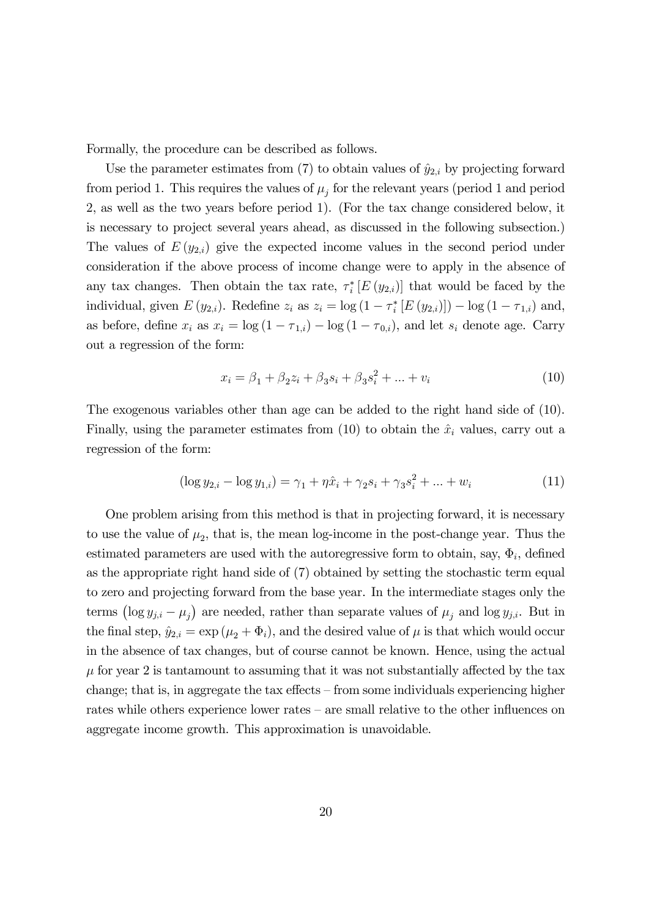Formally, the procedure can be described as follows.

Use the parameter estimates from (7) to obtain values of $\hat{y}_{2,i}$ by projecting forward from period 1. This requires the values of $\mu_j$ for the relevant years (period 1 and period 2, as well as the two years before period 1). (For the tax change considered below, it is necessary to project several years ahead, as discussed in the following subsection.) The values of $E(y_{2,i})$ give the expected income values in the second period under consideration if the above process of income change were to apply in the absence of any tax changes. Then obtain the tax rate, $\tau_i^* [E(y_{2,i})]$ that would be faced by the individual, given $E(y_{2,i})$. Redefine $z_i$ as $z_i = \log(1 - \tau_i^* [E(y_{2,i})]) - \log(1 - \tau_{1,i})$ and, as before, define $x_i$ as $x_i = \log(1 - \tau_{1,i}) - \log(1 - \tau_{0,i})$, and let $s_i$ denote age. Carry out a regression of the form:

$$x_i = \beta_1 + \beta_2 z_i + \beta_3 s_i + \beta_3 s_i^2 + ... + v_i \tag{10}$$

The exogenous variables other than age can be added to the right hand side of (10). Finally, using the parameter estimates from (10) to obtain the $\hat{x}_i$ values, carry out a regression of the form:

$$(\log y_{2,i} - \log y_{1,i}) = \gamma_1 + \eta \hat{x}_i + \gamma_2 s_i + \gamma_3 s_i^2 + ... + w_i \tag{11}$$

One problem arising from this method is that in projecting forward, it is necessary to use the value of $\mu_2$, that is, the mean log-income in the post-change year. Thus the estimated parameters are used with the autoregressive form to obtain, say, $\Phi_i$, defined as the appropriate right hand side of (7) obtained by setting the stochastic term equal to zero and projecting forward from the base year. In the intermediate stages only the terms $(\log y_{j,i} - \mu_j)$ are needed, rather than separate values of $\mu_j$ and $\log y_{j,i}$. But in the final step, $\hat{y}_{2,i} = \exp(\mu_2 + \Phi_i)$, and the desired value of $\mu$ is that which would occur in the absence of tax changes, but of course cannot be known. Hence, using the actual $\mu$ for year 2 is tantamount to assuming that it was not substantially affected by the tax change; that is, in aggregate the tax effects – from some individuals experiencing higher rates while others experience lower rates – are small relative to the other influences on aggregate income growth. This approximation is unavoidable.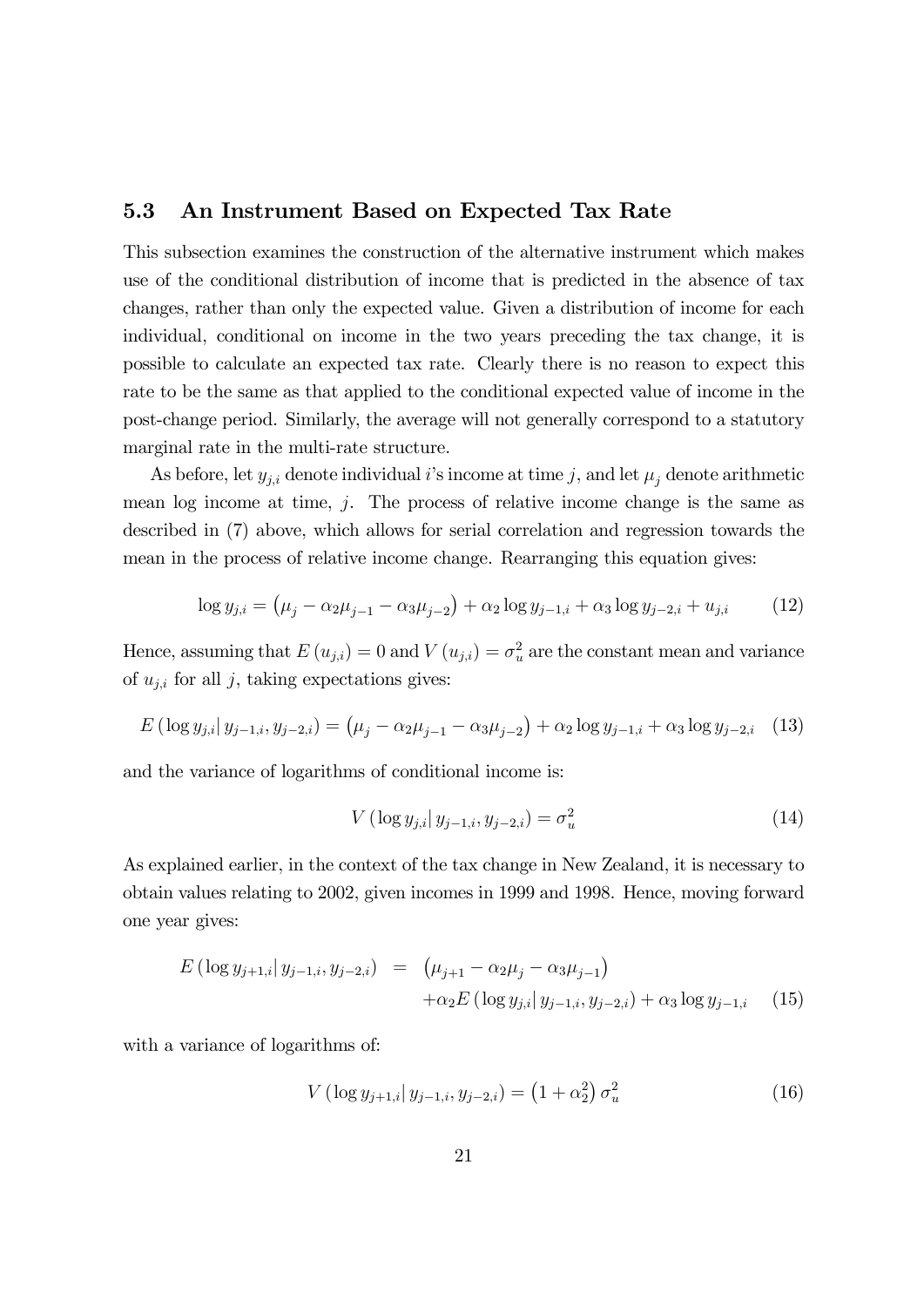### 5.3 An Instrument Based on Expected Tax Rate

This subsection examines the construction of the alternative instrument which makes use of the conditional distribution of income that is predicted in the absence of tax changes, rather than only the expected value. Given a distribution of income for each individual, conditional on income in the two years preceding the tax change, it is possible to calculate an expected tax rate. Clearly there is no reason to expect this rate to be the same as that applied to the conditional expected value of income in the post-change period. Similarly, the average will not generally correspond to a statutory marginal rate in the multi-rate structure.

As before, let $y_{j,i}$ denote individual $i$'s income at time $j$, and let $\mu_j$ denote arithmetic mean log income at time, $j$. The process of relative income change is the same as described in (7) above, which allows for serial correlation and regression towards the mean in the process of relative income change. Rearranging this equation gives:

$$\log y_{j,i} = \left(\mu_j - \alpha_2 \mu_{j-1} - \alpha_3 \mu_{j-2}\right) + \alpha_2 \log y_{j-1,i} + \alpha_3 \log y_{j-2,i} + u_{j,i} \tag{12}$$

Hence, assuming that $E(u_{j,i}) = 0$ and $V(u_{j,i}) = \sigma_u^2$ are the constant mean and variance of $u_{j,i}$ for all $j$, taking expectations gives:

$$E\left(\log y_{j,i} \middle| y_{j-1,i}, y_{j-2,i}\right) = \left(\mu_j - \alpha_2 \mu_{j-1} - \alpha_3 \mu_{j-2}\right) + \alpha_2 \log y_{j-1,i} + \alpha_3 \log y_{j-2,i} \tag{13}$$

and the variance of logarithms of conditional income is:

$$V\left(\log y_{j,i} \middle| y_{j-1,i}, y_{j-2,i}\right) = \sigma_u^2 \tag{14}$$

As explained earlier, in the context of the tax change in New Zealand, it is necessary to obtain values relating to 2002, given incomes in 1999 and 1998. Hence, moving forward one year gives:

$$\begin{aligned} E\left(\log y_{j+1,i} \middle| y_{j-1,i}, y_{j-2,i}\right) &= \left(\mu_{j+1} - \alpha_2 \mu_j - \alpha_3 \mu_{j-1}\right) \\ &\quad + \alpha_2 E\left(\log y_{j,i} \middle| y_{j-1,i}, y_{j-2,i}\right) + \alpha_3 \log y_{j-1,i} \end{aligned} \tag{15}$$

with a variance of logarithms of:

$$V\left(\log y_{j+1,i} \middle| y_{j-1,i}, y_{j-2,i}\right) = \left(1 + \alpha_2^2\right) \sigma_u^2 \tag{16}$$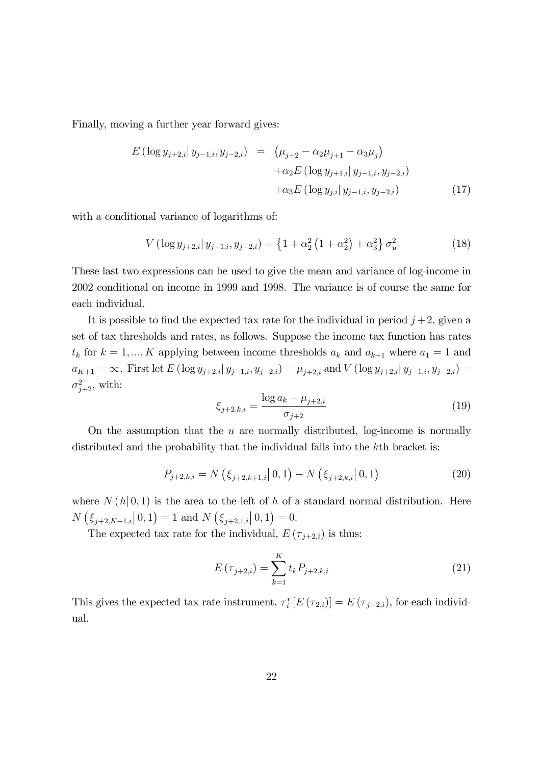Finally, moving a further year forward gives:

$$
\begin{aligned}
E\left(\log y_{j+2,i} \middle| y_{j-1,i}, y_{j-2,i}\right) &= \left(\mu_{j+2} - \alpha_2 \mu_{j+1} - \alpha_3 \mu_j\right) \\
&\quad + \alpha_2 E\left(\log y_{j+1,i} \middle| y_{j-1,i}, y_{j-2,i}\right) \\
&\quad + \alpha_3 E\left(\log y_{j,i} \middle| y_{j-1,i}, y_{j-2,i}\right)
\end{aligned} \tag{17}
$$

with a conditional variance of logarithms of:

$$
V\left(\log y_{j+2,i} \middle| y_{j-1,i}, y_{j-2,i}\right) = \left\{1 + \alpha_2^2\left(1 + \alpha_2^2\right) + \alpha_3^2\right\} \sigma_u^2 \tag{18}
$$

These last two expressions can be used to give the mean and variance of log-income in 2002 conditional on income in 1999 and 1998. The variance is of course the same for each individual.

It is possible to find the expected tax rate for the individual in period $j+2$, given a set of tax thresholds and rates, as follows. Suppose the income tax function has rates $t_k$ for $k = 1, ..., K$ applying between income thresholds $a_k$ and $a_{k+1}$ where $a_1 = 1$ and $a_{K+1} = \infty$. First let $E\left(\log y_{j+2,i} \middle| y_{j-1,i}, y_{j-2,i}\right) = \mu_{j+2,i}$ and $V\left(\log y_{j+2,i} \middle| y_{j-1,i}, y_{j-2,i}\right) = \sigma_{j+2}^2$, with:

$$
\xi_{j+2,k,i} = \frac{\log a_k - \mu_{j+2,i}}{\sigma_{j+2}} \tag{19}
$$

On the assumption that the $u$ are normally distributed, log-income is normally distributed and the probability that the individual falls into the $k$th bracket is:

$$
P_{j+2,k,i} = N\left(\xi_{j+2,k+1,i} \middle| 0, 1\right) - N\left(\xi_{j+2,k,i} \middle| 0, 1\right) \tag{20}
$$

where $N\left(h \middle| 0, 1\right)$ is the area to the left of $h$ of a standard normal distribution. Here $N\left(\xi_{j+2,K+1,i} \middle| 0, 1\right) = 1$ and $N\left(\xi_{j+2,1,i} \middle| 0, 1\right) = 0$.

The expected tax rate for the individual, $E\left(\tau_{j+2,i}\right)$ is thus:

$$
E\left(\tau_{j+2,i}\right) = \sum_{k=1}^{K} t_k P_{j+2,k,i} \tag{21}
$$

This gives the expected tax rate instrument, $\tau_i^*\left[E\left(\tau_{2,i}\right)\right] = E\left(\tau_{j+2,i}\right)$, for each individual.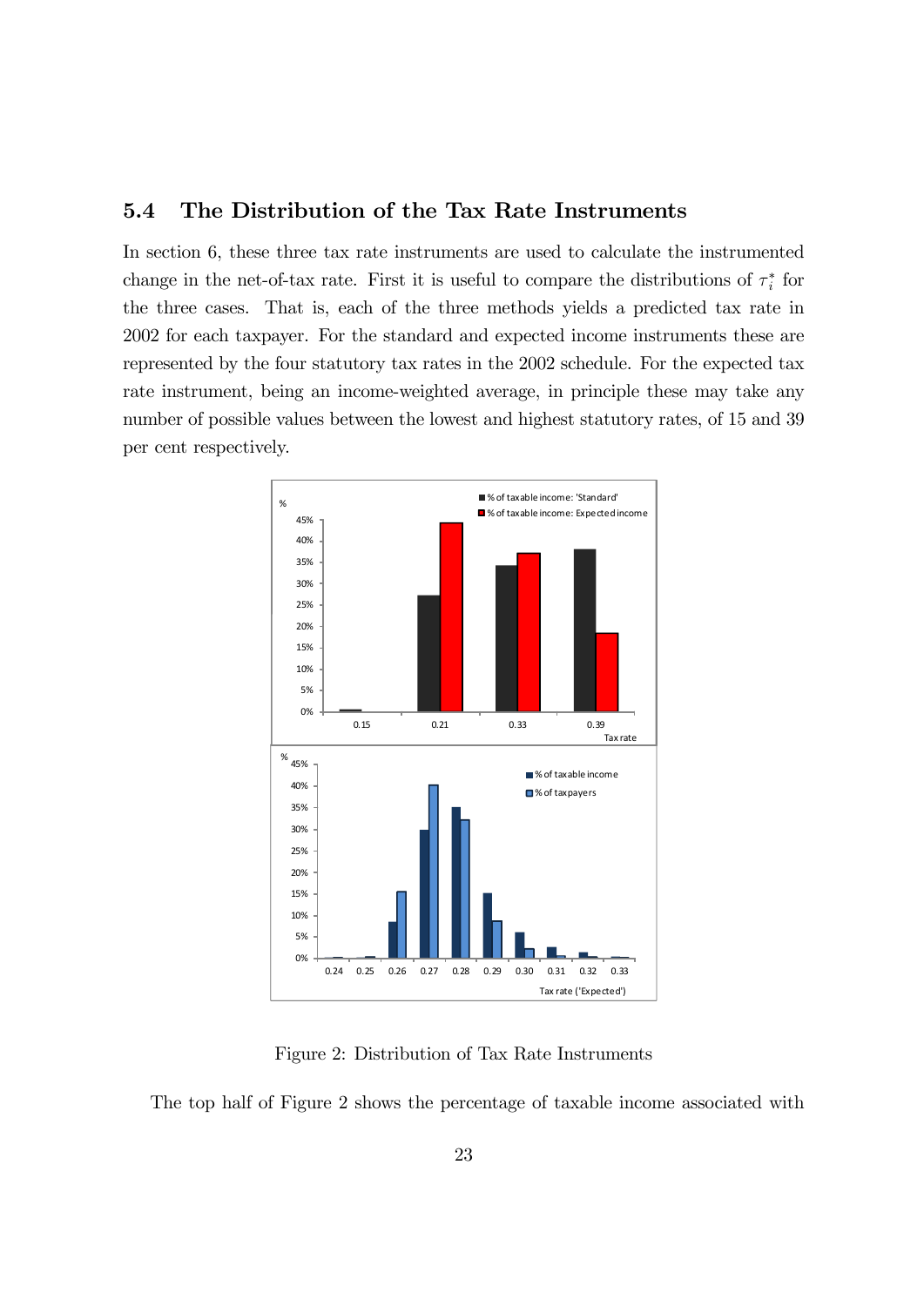### 5.4 The Distribution of the Tax Rate Instruments

In section 6, these three tax rate instruments are used to calculate the instrumented change in the net-of-tax rate. First it is useful to compare the distributions of $\tau_i^*$ for the three cases. That is, each of the three methods yields a predicted tax rate in 2002 for each taxpayer. For the standard and expected income instruments these are represented by the four statutory tax rates in the 2002 schedule. For the expected tax rate instrument, being an income-weighted average, in principle these may take any number of possible values between the lowest and highest statutory rates, of 15 and 39 per cent respectively.

Figure 2: Distribution of Tax Rate Instruments

The top half of Figure 2 shows the percentage of taxable income associated with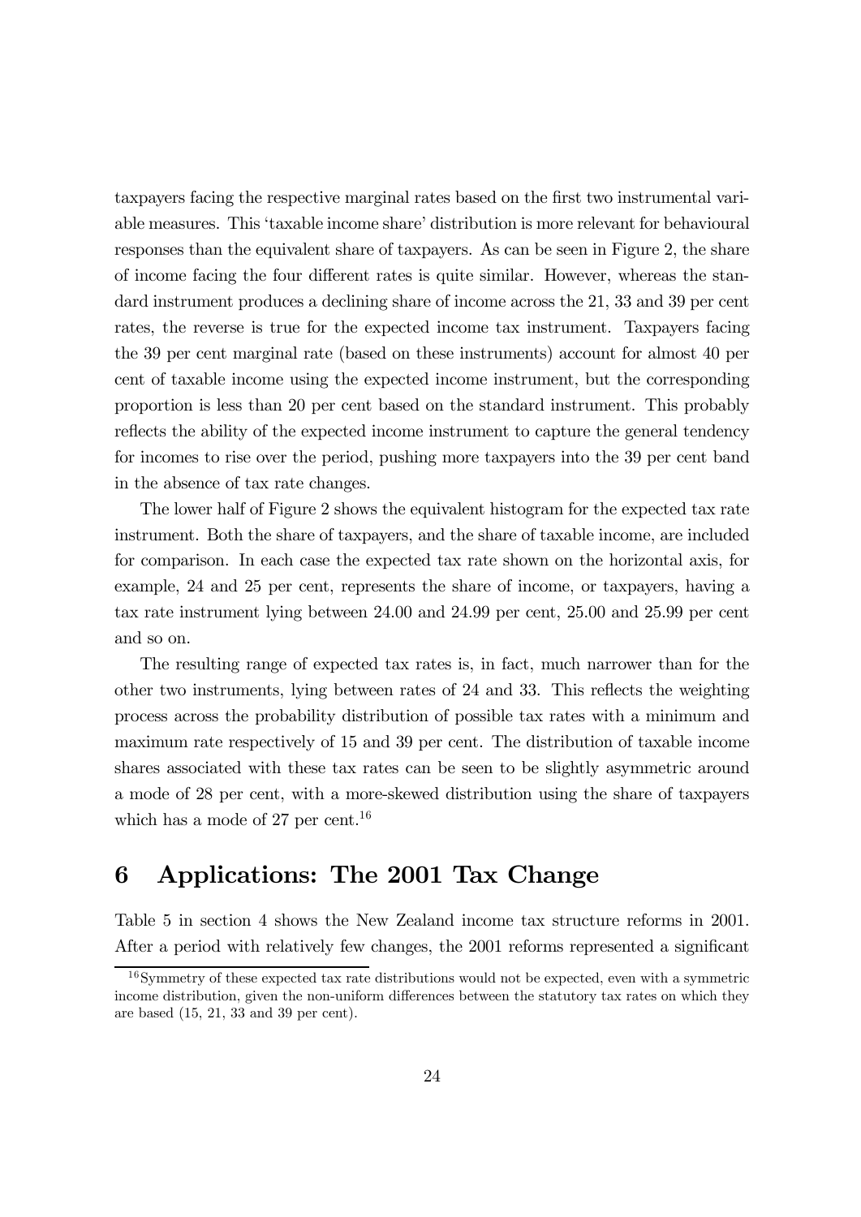taxpayers facing the respective marginal rates based on the first two instrumental variable measures. This 'taxable income share' distribution is more relevant for behavioural responses than the equivalent share of taxpayers. As can be seen in Figure 2, the share of income facing the four different rates is quite similar. However, whereas the standard instrument produces a declining share of income across the 21, 33 and 39 per cent rates, the reverse is true for the expected income tax instrument. Taxpayers facing the 39 per cent marginal rate (based on these instruments) account for almost 40 per cent of taxable income using the expected income instrument, but the corresponding proportion is less than 20 per cent based on the standard instrument. This probably reflects the ability of the expected income instrument to capture the general tendency for incomes to rise over the period, pushing more taxpayers into the 39 per cent band in the absence of tax rate changes.

The lower half of Figure 2 shows the equivalent histogram for the expected tax rate instrument. Both the share of taxpayers, and the share of taxable income, are included for comparison. In each case the expected tax rate shown on the horizontal axis, for example, 24 and 25 per cent, represents the share of income, or taxpayers, having a tax rate instrument lying between 24.00 and 24.99 per cent, 25.00 and 25.99 per cent and so on.

The resulting range of expected tax rates is, in fact, much narrower than for the other two instruments, lying between rates of 24 and 33. This reflects the weighting process across the probability distribution of possible tax rates with a minimum and maximum rate respectively of 15 and 39 per cent. The distribution of taxable income shares associated with these tax rates can be seen to be slightly asymmetric around a mode of 28 per cent, with a more-skewed distribution using the share of taxpayers which has a mode of 27 per cent.[16]

# 6 Applications: The 2001 Tax Change

Table 5 in section 4 shows the New Zealand income tax structure reforms in 2001. After a period with relatively few changes, the 2001 reforms represented a significant

[16] Symmetry of these expected tax rate distributions would not be expected, even with a symmetric income distribution, given the non-uniform differences between the statutory tax rates on which they are based (15, 21, 33 and 39 per cent).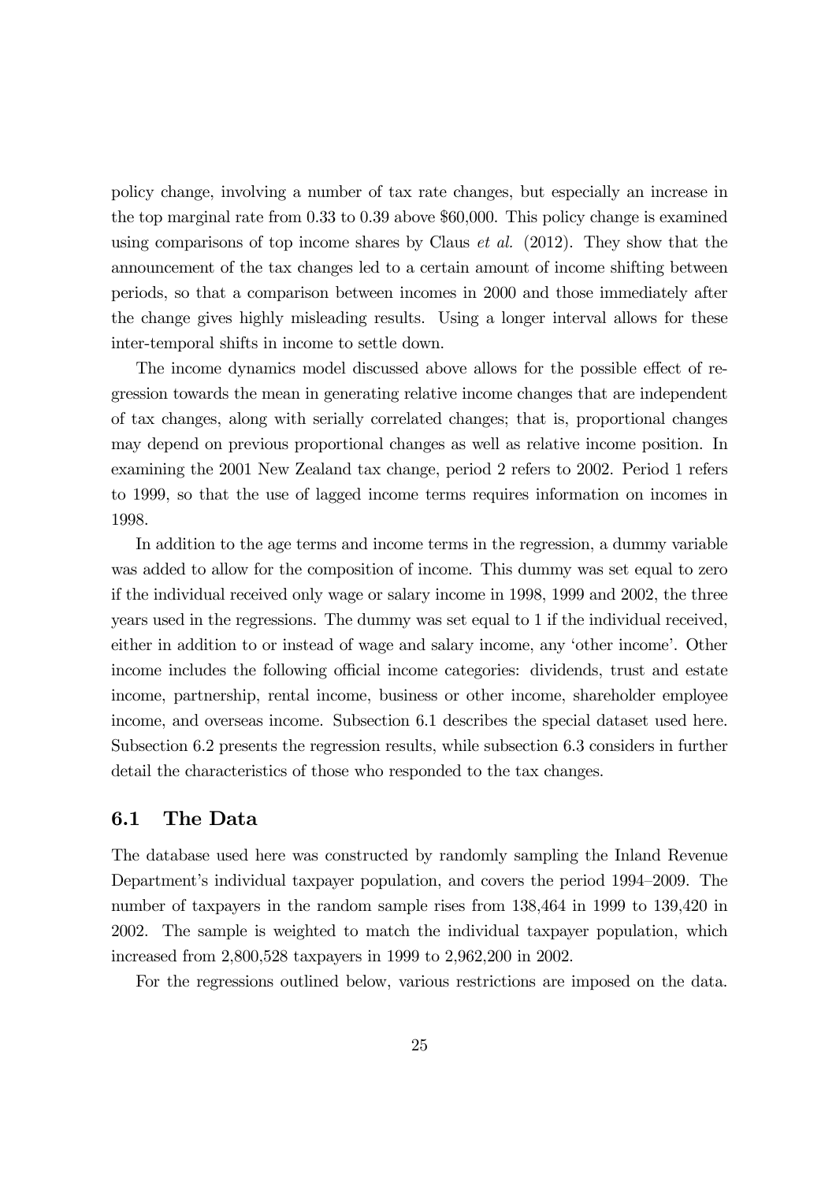policy change, involving a number of tax rate changes, but especially an increase in the top marginal rate from 0.33 to 0.39 above $60,000. This policy change is examined using comparisons of top income shares by Claus *et al.* (2012). They show that the announcement of the tax changes led to a certain amount of income shifting between periods, so that a comparison between incomes in 2000 and those immediately after the change gives highly misleading results. Using a longer interval allows for these inter-temporal shifts in income to settle down.

The income dynamics model discussed above allows for the possible effect of regression towards the mean in generating relative income changes that are independent of tax changes, along with serially correlated changes; that is, proportional changes may depend on previous proportional changes as well as relative income position. In examining the 2001 New Zealand tax change, period 2 refers to 2002. Period 1 refers to 1999, so that the use of lagged income terms requires information on incomes in 1998.

In addition to the age terms and income terms in the regression, a dummy variable was added to allow for the composition of income. This dummy was set equal to zero if the individual received only wage or salary income in 1998, 1999 and 2002, the three years used in the regressions. The dummy was set equal to 1 if the individual received, either in addition to or instead of wage and salary income, any 'other income'. Other income includes the following official income categories: dividends, trust and estate income, partnership, rental income, business or other income, shareholder employee income, and overseas income. Subsection 6.1 describes the special dataset used here. Subsection 6.2 presents the regression results, while subsection 6.3 considers in further detail the characteristics of those who responded to the tax changes.

## 6.1 The Data

The database used here was constructed by randomly sampling the Inland Revenue Department's individual taxpayer population, and covers the period 1994–2009. The number of taxpayers in the random sample rises from 138,464 in 1999 to 139,420 in 2002. The sample is weighted to match the individual taxpayer population, which increased from 2,800,528 taxpayers in 1999 to 2,962,200 in 2002.

For the regressions outlined below, various restrictions are imposed on the data.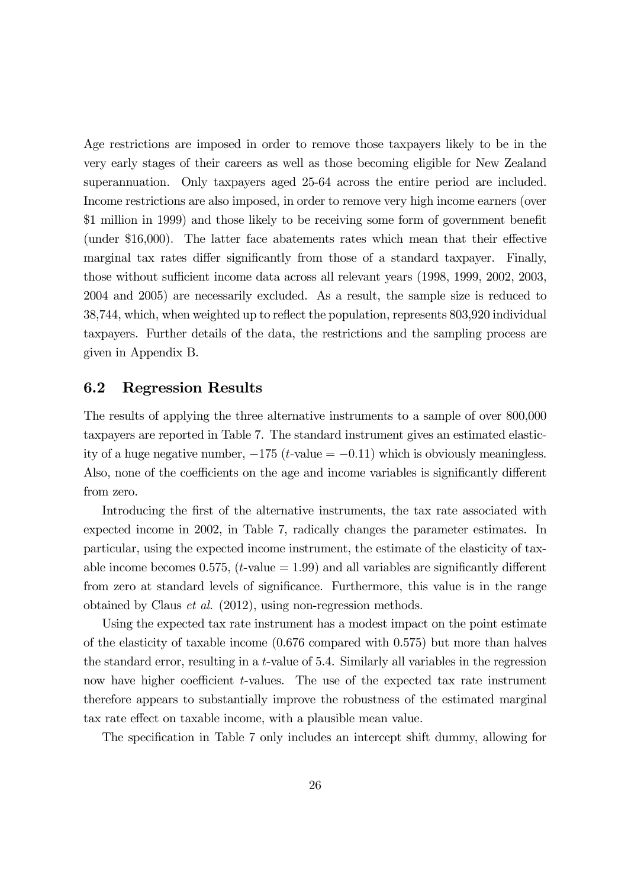Age restrictions are imposed in order to remove those taxpayers likely to be in the very early stages of their careers as well as those becoming eligible for New Zealand superannuation. Only taxpayers aged 25-64 across the entire period are included. Income restrictions are also imposed, in order to remove very high income earners (over $1 million in 1999) and those likely to be receiving some form of government benefit (under $16,000). The latter face abatements rates which mean that their effective marginal tax rates differ significantly from those of a standard taxpayer. Finally, those without sufficient income data across all relevant years (1998, 1999, 2002, 2003, 2004 and 2005) are necessarily excluded. As a result, the sample size is reduced to 38,744, which, when weighted up to reflect the population, represents 803,920 individual taxpayers. Further details of the data, the restrictions and the sampling process are given in Appendix B.

## 6.2 Regression Results

The results of applying the three alternative instruments to a sample of over 800,000 taxpayers are reported in Table 7. The standard instrument gives an estimated elasticity of a huge negative number, $-175$ ($t$-value $= -0.11$) which is obviously meaningless. Also, none of the coefficients on the age and income variables is significantly different from zero.

Introducing the first of the alternative instruments, the tax rate associated with expected income in 2002, in Table 7, radically changes the parameter estimates. In particular, using the expected income instrument, the estimate of the elasticity of taxable income becomes 0.575, ($t$-value $= 1.99$) and all variables are significantly different from zero at standard levels of significance. Furthermore, this value is in the range obtained by Claus *et al.* (2012), using non-regression methods.

Using the expected tax rate instrument has a modest impact on the point estimate of the elasticity of taxable income (0.676 compared with 0.575) but more than halves the standard error, resulting in a $t$-value of 5.4. Similarly all variables in the regression now have higher coefficient $t$-values. The use of the expected tax rate instrument therefore appears to substantially improve the robustness of the estimated marginal tax rate effect on taxable income, with a plausible mean value.

The specification in Table 7 only includes an intercept shift dummy, allowing for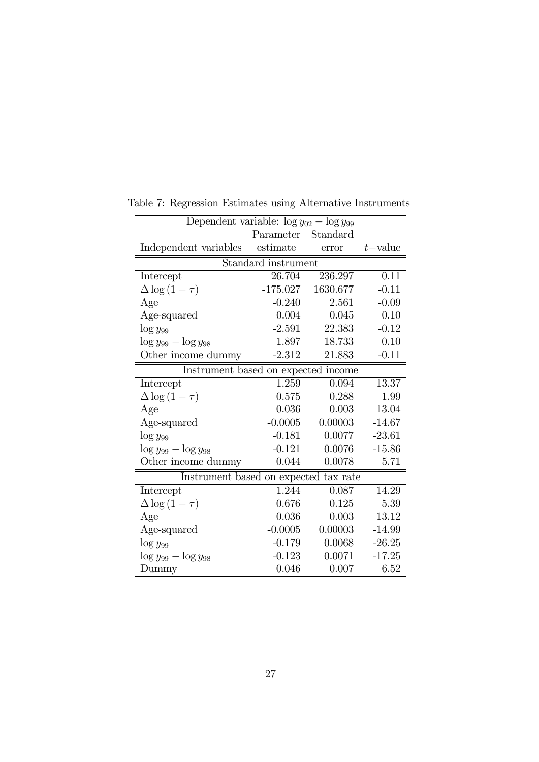Table 7: Regression Estimates using Alternative Instruments

| Dependent variable: $\log y_{02} - \log y_{99}$ | | | |
|---|---|---|---|
| Independent variables | Parameter estimate | Standard error | $t-$value |
| **Standard instrument** | | | |
| Intercept | 26.704 | 236.297 | 0.11 |
| $\Delta \log(1-\tau)$ | -175.027 | 1630.677 | -0.11 |
| Age | -0.240 | 2.561 | -0.09 |
| Age-squared | 0.004 | 0.045 | 0.10 |
| $\log y_{99}$ | -2.591 | 22.383 | -0.12 |
| $\log y_{99} - \log y_{98}$ | 1.897 | 18.733 | 0.10 |
| Other income dummy | -2.312 | 21.883 | -0.11 |
| **Instrument based on expected income** | | | |
| Intercept | 1.259 | 0.094 | 13.37 |
| $\Delta \log(1-\tau)$ | 0.575 | 0.288 | 1.99 |
| Age | 0.036 | 0.003 | 13.04 |
| Age-squared | -0.0005 | 0.00003 | -14.67 |
| $\log y_{99}$ | -0.181 | 0.0077 | -23.61 |
| $\log y_{99} - \log y_{98}$ | -0.121 | 0.0076 | -15.86 |
| Other income dummy | 0.044 | 0.0078 | 5.71 |
| **Instrument based on expected tax rate** | | | |
| Intercept | 1.244 | 0.087 | 14.29 |
| $\Delta \log(1-\tau)$ | 0.676 | 0.125 | 5.39 |
| Age | 0.036 | 0.003 | 13.12 |
| Age-squared | -0.0005 | 0.00003 | -14.99 |
| $\log y_{99}$ | -0.179 | 0.0068 | -26.25 |
| $\log y_{99} - \log y_{98}$ | -0.123 | 0.0071 | -17.25 |
| Dummy | 0.046 | 0.007 | 6.52 |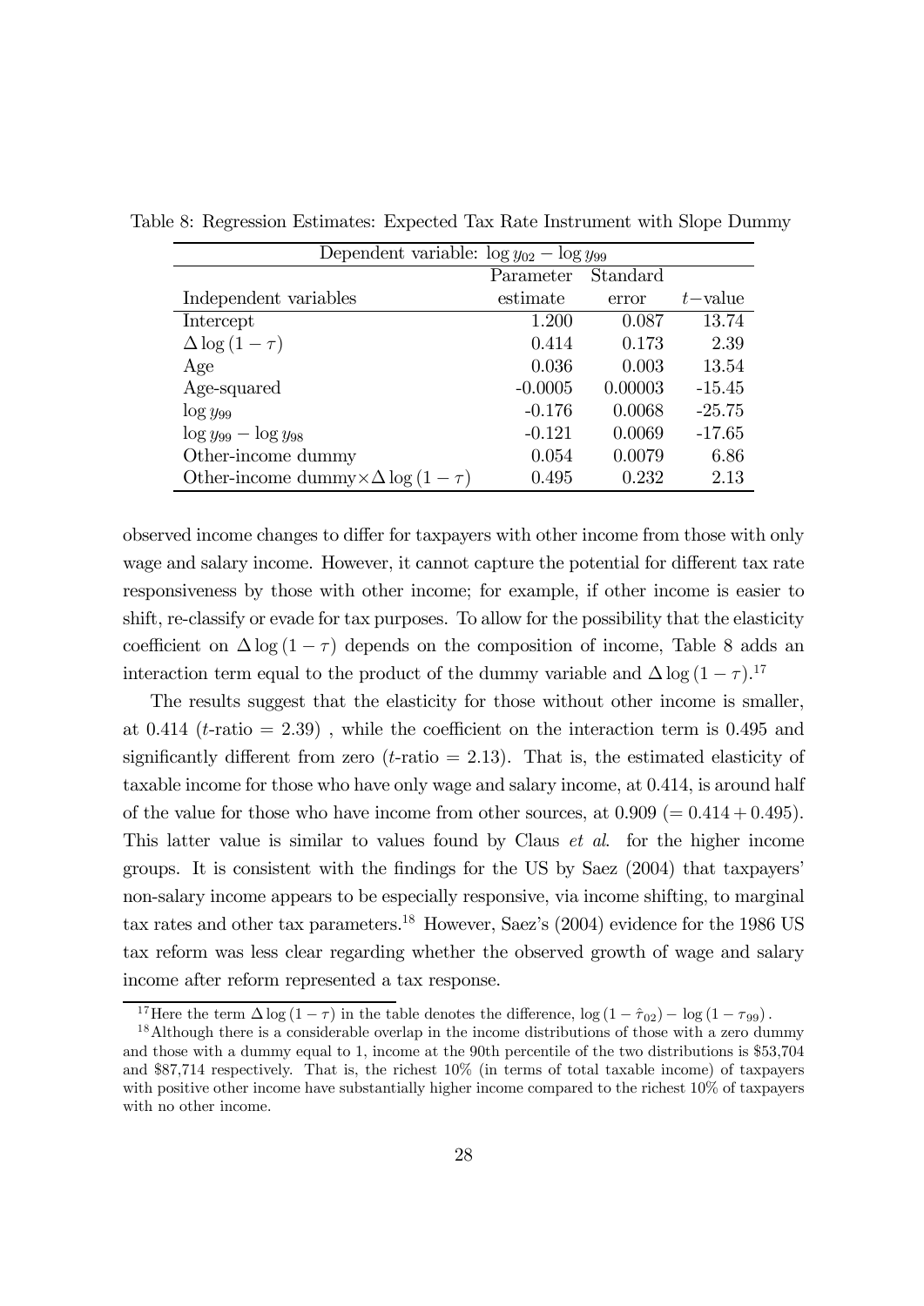Table 8: Regression Estimates: Expected Tax Rate Instrument with Slope Dummy

| Dependent variable: $\log y_{02} - \log y_{99}$ | | | |
|---|---|---|---|
| | Parameter | Standard | |
| Independent variables | estimate | error | $t-$value |
| Intercept | 1.200 | 0.087 | 13.74 |
| $\Delta \log (1 - \tau)$ | 0.414 | 0.173 | 2.39 |
| Age | 0.036 | 0.003 | 13.54 |
| Age-squared | -0.0005 | 0.00003 | -15.45 |
| $\log y_{99}$ | -0.176 | 0.0068 | -25.75 |
| $\log y_{99} - \log y_{98}$ | -0.121 | 0.0069 | -17.65 |
| Other-income dummy | 0.054 | 0.0079 | 6.86 |
| Other-income dummy$\times \Delta \log (1 - \tau)$ | 0.495 | 0.232 | 2.13 |

observed income changes to differ for taxpayers with other income from those with only wage and salary income. However, it cannot capture the potential for different tax rate responsiveness by those with other income; for example, if other income is easier to shift, re-classify or evade for tax purposes. To allow for the possibility that the elasticity coefficient on $\Delta \log (1 - \tau)$ depends on the composition of income, Table 8 adds an interaction term equal to the product of the dummy variable and $\Delta \log (1 - \tau)$.[17]

The results suggest that the elasticity for those without other income is smaller, at 0.414 ($t$-ratio = 2.39) , while the coefficient on the interaction term is 0.495 and significantly different from zero ($t$-ratio = 2.13). That is, the estimated elasticity of taxable income for those who have only wage and salary income, at 0.414, is around half of the value for those who have income from other sources, at 0.909 (= 0.414 + 0.495). This latter value is similar to values found by Claus *et al*. for the higher income groups. It is consistent with the findings for the US by Saez (2004) that taxpayers' non-salary income appears to be especially responsive, via income shifting, to marginal tax rates and other tax parameters.[18] However, Saez's (2004) evidence for the 1986 US tax reform was less clear regarding whether the observed growth of wage and salary income after reform represented a tax response.

[17] Here the term $\Delta \log (1 - \tau)$ in the table denotes the difference, $\log (1 - \hat{\tau}_{02}) - \log (1 - \tau_{99})$.

[18] Although there is a considerable overlap in the income distributions of those with a zero dummy and those with a dummy equal to 1, income at the 90th percentile of the two distributions is \$53,704 and \$87,714 respectively. That is, the richest 10% (in terms of total taxable income) of taxpayers with positive other income have substantially higher income compared to the richest 10% of taxpayers with no other income.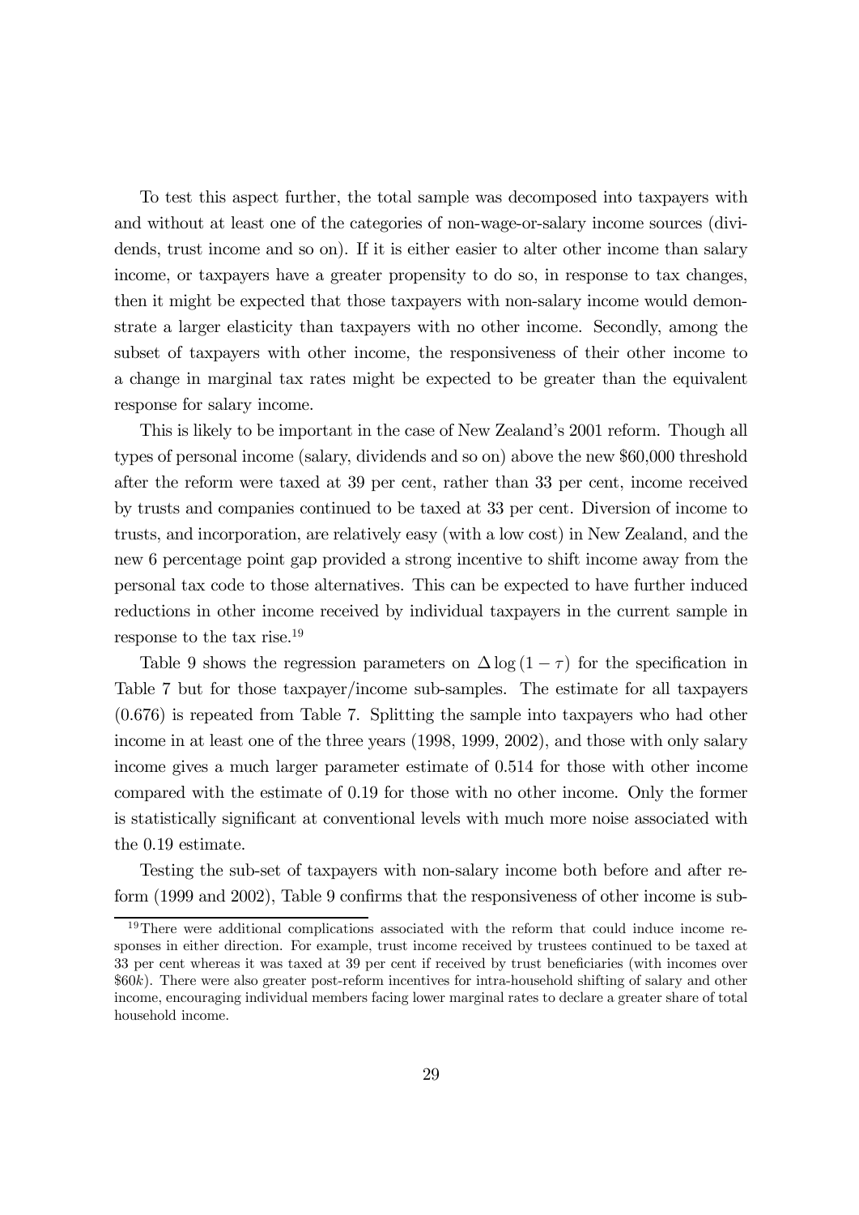To test this aspect further, the total sample was decomposed into taxpayers with and without at least one of the categories of non-wage-or-salary income sources (dividends, trust income and so on). If it is either easier to alter other income than salary income, or taxpayers have a greater propensity to do so, in response to tax changes, then it might be expected that those taxpayers with non-salary income would demonstrate a larger elasticity than taxpayers with no other income. Secondly, among the subset of taxpayers with other income, the responsiveness of their other income to a change in marginal tax rates might be expected to be greater than the equivalent response for salary income.

This is likely to be important in the case of New Zealand's 2001 reform. Though all types of personal income (salary, dividends and so on) above the new \$60,000 threshold after the reform were taxed at 39 per cent, rather than 33 per cent, income received by trusts and companies continued to be taxed at 33 per cent. Diversion of income to trusts, and incorporation, are relatively easy (with a low cost) in New Zealand, and the new 6 percentage point gap provided a strong incentive to shift income away from the personal tax code to those alternatives. This can be expected to have further induced reductions in other income received by individual taxpayers in the current sample in response to the tax rise.[19]

Table 9 shows the regression parameters on $\Delta \log (1 - \tau)$ for the specification in Table 7 but for those taxpayer/income sub-samples. The estimate for all taxpayers (0.676) is repeated from Table 7. Splitting the sample into taxpayers who had other income in at least one of the three years (1998, 1999, 2002), and those with only salary income gives a much larger parameter estimate of 0.514 for those with other income compared with the estimate of 0.19 for those with no other income. Only the former is statistically significant at conventional levels with much more noise associated with the 0.19 estimate.

Testing the sub-set of taxpayers with non-salary income both before and after reform (1999 and 2002), Table 9 confirms that the responsiveness of other income is sub-

[19] There were additional complications associated with the reform that could induce income responses in either direction. For example, trust income received by trustees continued to be taxed at 33 per cent whereas it was taxed at 39 per cent if received by trust beneficiaries (with incomes over \$60$k$). There were also greater post-reform incentives for intra-household shifting of salary and other income, encouraging individual members facing lower marginal rates to declare a greater share of total household income.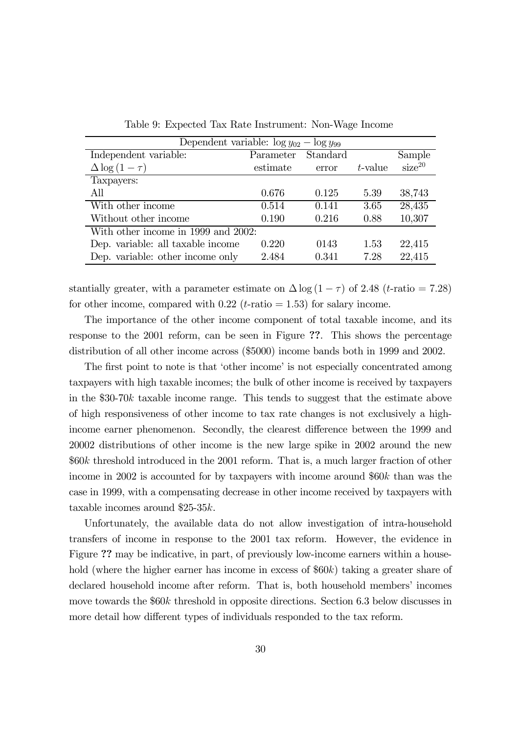Table 9: Expected Tax Rate Instrument: Non-Wage Income

| Dependent variable: $\log y_{02} - \log y_{99}$ | | | | |
|---|---|---|---|---|
| Independent variable: $\Delta \log (1 - \tau)$ | Parameter estimate | Standard error | $t$-value | Sample size[20] |
| Taxpayers: | | | | |
| All | 0.676 | 0.125 | 5.39 | 38,743 |
| With other income | 0.514 | 0.141 | 3.65 | 28,435 |
| Without other income | 0.190 | 0.216 | 0.88 | 10,307 |
| With other income in 1999 and 2002: | | | | |
| Dep. variable: all taxable income | 0.220 | 0143 | 1.53 | 22,415 |
| Dep. variable: other income only | 2.484 | 0.341 | 7.28 | 22,415 |

stantially greater, with a parameter estimate on $\Delta \log (1 - \tau)$ of 2.48 ($t$-ratio = 7.28) for other income, compared with 0.22 ($t$-ratio = 1.53) for salary income.

The importance of the other income component of total taxable income, and its response to the 2001 reform, can be seen in Figure **??**. This shows the percentage distribution of all other income across ($5000) income bands both in 1999 and 2002.

The first point to note is that 'other income' is not especially concentrated among taxpayers with high taxable incomes; the bulk of other income is received by taxpayers in the $30-70$k$ taxable income range. This tends to suggest that the estimate above of high responsiveness of other income to tax rate changes is not exclusively a high-income earner phenomenon. Secondly, the clearest difference between the 1999 and 20002 distributions of other income is the new large spike in 2002 around the new $60$k$ threshold introduced in the 2001 reform. That is, a much larger fraction of other income in 2002 is accounted for by taxpayers with income around $60$k$ than was the case in 1999, with a compensating decrease in other income received by taxpayers with taxable incomes around $25-35$k$.

Unfortunately, the available data do not allow investigation of intra-household transfers of income in response to the 2001 tax reform. However, the evidence in Figure **??** may be indicative, in part, of previously low-income earners within a household (where the higher earner has income in excess of $60$k$) taking a greater share of declared household income after reform. That is, both household members' incomes move towards the $60$k$ threshold in opposite directions. Section 6.3 below discusses in more detail how different types of individuals responded to the tax reform.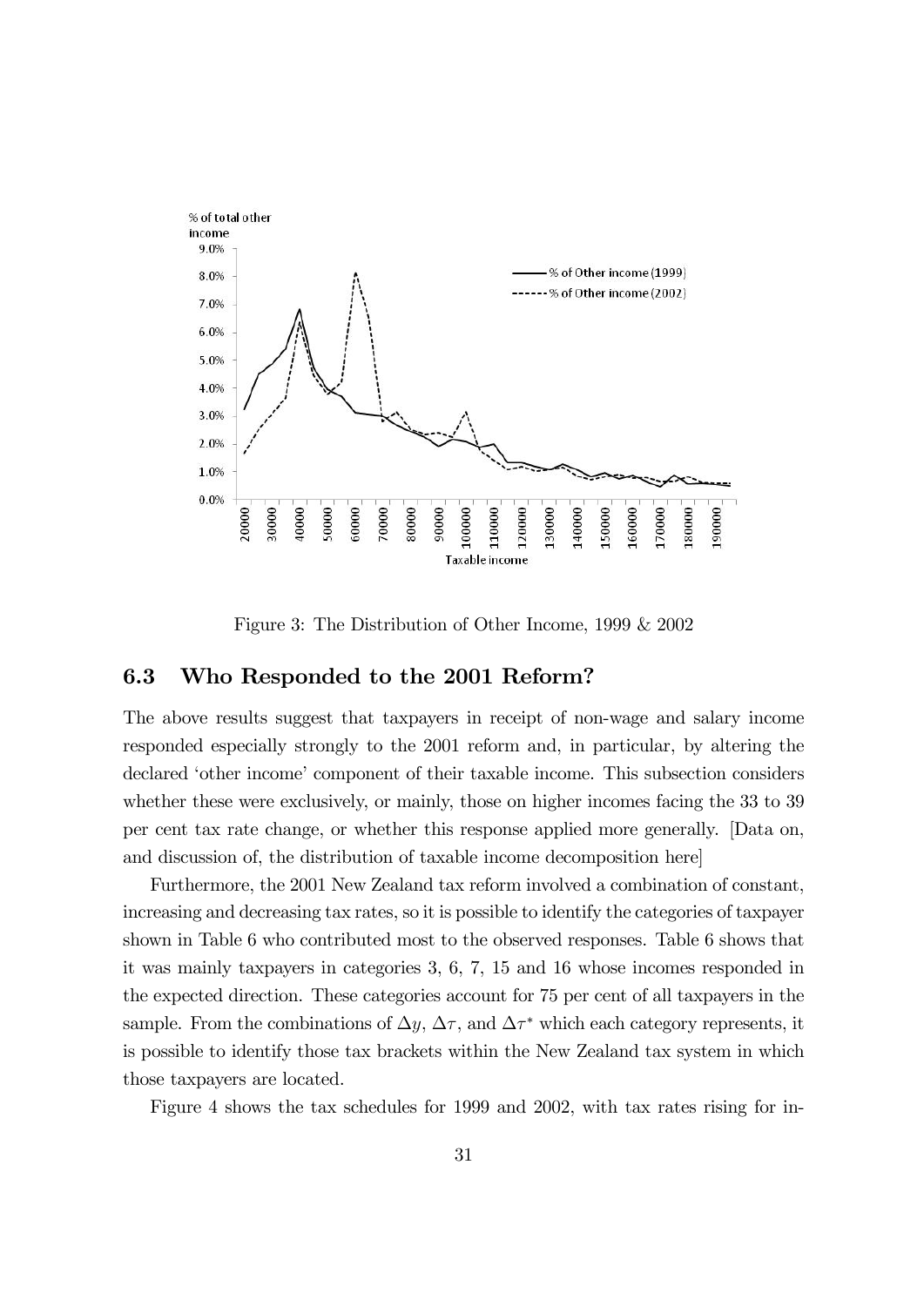Figure 3: The Distribution of Other Income, 1999 & 2002

### 6.3 Who Responded to the 2001 Reform?

The above results suggest that taxpayers in receipt of non-wage and salary income responded especially strongly to the 2001 reform and, in particular, by altering the declared 'other income' component of their taxable income. This subsection considers whether these were exclusively, or mainly, those on higher incomes facing the 33 to 39 per cent tax rate change, or whether this response applied more generally. [Data on, and discussion of, the distribution of taxable income decomposition here]

Furthermore, the 2001 New Zealand tax reform involved a combination of constant, increasing and decreasing tax rates, so it is possible to identify the categories of taxpayer shown in Table 6 who contributed most to the observed responses. Table 6 shows that it was mainly taxpayers in categories 3, 6, 7, 15 and 16 whose incomes responded in the expected direction. These categories account for 75 per cent of all taxpayers in the sample. From the combinations of $\Delta y$, $\Delta \tau$, and $\Delta \tau^*$ which each category represents, it is possible to identify those tax brackets within the New Zealand tax system in which those taxpayers are located.

Figure 4 shows the tax schedules for 1999 and 2002, with tax rates rising for in-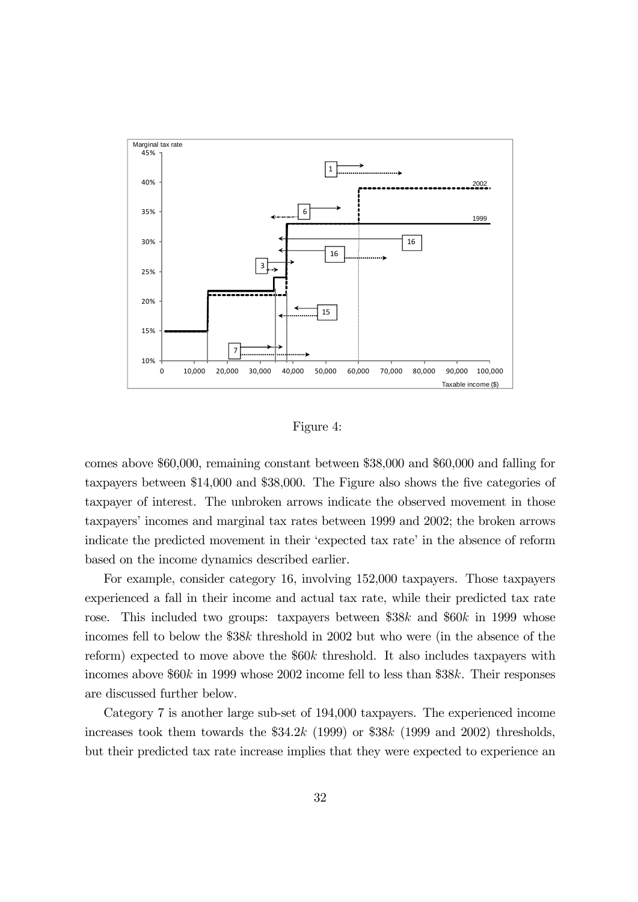Figure 4:

comes above \$60,000, remaining constant between \$38,000 and \$60,000 and falling for taxpayers between \$14,000 and \$38,000. The Figure also shows the five categories of taxpayer of interest. The unbroken arrows indicate the observed movement in those taxpayers' incomes and marginal tax rates between 1999 and 2002; the broken arrows indicate the predicted movement in their 'expected tax rate' in the absence of reform based on the income dynamics described earlier.

For example, consider category 16, involving 152,000 taxpayers. Those taxpayers experienced a fall in their income and actual tax rate, while their predicted tax rate rose. This included two groups: taxpayers between \$38*k* and \$60*k* in 1999 whose incomes fell to below the \$38*k* threshold in 2002 but who were (in the absence of the reform) expected to move above the \$60*k* threshold. It also includes taxpayers with incomes above \$60*k* in 1999 whose 2002 income fell to less than \$38*k*. Their responses are discussed further below.

Category 7 is another large sub-set of 194,000 taxpayers. The experienced income increases took them towards the \$34.2*k* (1999) or \$38*k* (1999 and 2002) thresholds, but their predicted tax rate increase implies that they were expected to experience an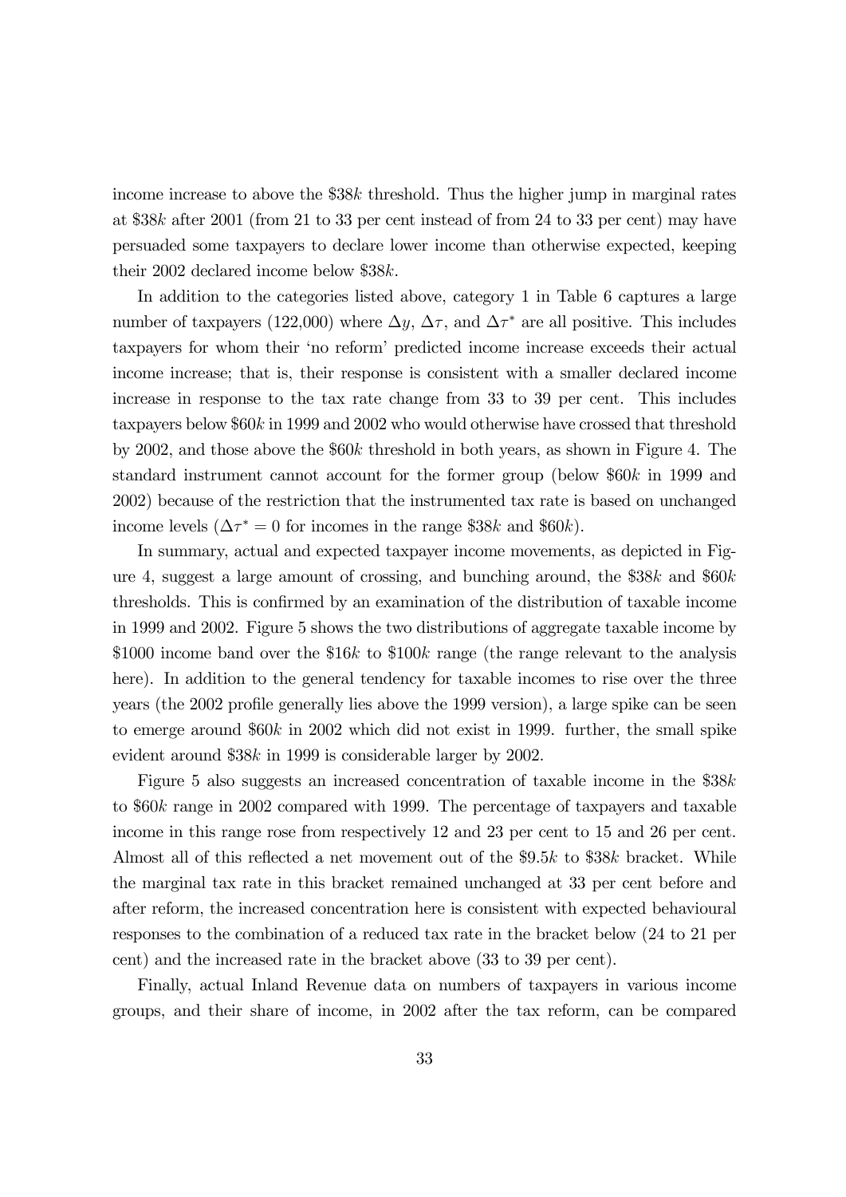income increase to above the \$38$k$ threshold. Thus the higher jump in marginal rates at \$38$k$ after 2001 (from 21 to 33 per cent instead of from 24 to 33 per cent) may have persuaded some taxpayers to declare lower income than otherwise expected, keeping their 2002 declared income below \$38$k$.

In addition to the categories listed above, category 1 in Table 6 captures a large number of taxpayers (122,000) where $\Delta y$, $\Delta \tau$, and $\Delta \tau^{*}$ are all positive. This includes taxpayers for whom their 'no reform' predicted income increase exceeds their actual income increase; that is, their response is consistent with a smaller declared income increase in response to the tax rate change from 33 to 39 per cent. This includes taxpayers below \$60$k$ in 1999 and 2002 who would otherwise have crossed that threshold by 2002, and those above the \$60$k$ threshold in both years, as shown in Figure 4. The standard instrument cannot account for the former group (below \$60$k$ in 1999 and 2002) because of the restriction that the instrumented tax rate is based on unchanged income levels ($\Delta \tau^{*} = 0$ for incomes in the range \$38$k$ and \$60$k$).

In summary, actual and expected taxpayer income movements, as depicted in Figure 4, suggest a large amount of crossing, and bunching around, the \$38$k$ and \$60$k$ thresholds. This is confirmed by an examination of the distribution of taxable income in 1999 and 2002. Figure 5 shows the two distributions of aggregate taxable income by \$1000 income band over the \$16$k$ to \$100$k$ range (the range relevant to the analysis here). In addition to the general tendency for taxable incomes to rise over the three years (the 2002 profile generally lies above the 1999 version), a large spike can be seen to emerge around \$60$k$ in 2002 which did not exist in 1999. further, the small spike evident around \$38$k$ in 1999 is considerable larger by 2002.

Figure 5 also suggests an increased concentration of taxable income in the \$38$k$ to \$60$k$ range in 2002 compared with 1999. The percentage of taxpayers and taxable income in this range rose from respectively 12 and 23 per cent to 15 and 26 per cent. Almost all of this reflected a net movement out of the \$9.5$k$ to \$38$k$ bracket. While the marginal tax rate in this bracket remained unchanged at 33 per cent before and after reform, the increased concentration here is consistent with expected behavioural responses to the combination of a reduced tax rate in the bracket below (24 to 21 per cent) and the increased rate in the bracket above (33 to 39 per cent).

Finally, actual Inland Revenue data on numbers of taxpayers in various income groups, and their share of income, in 2002 after the tax reform, can be compared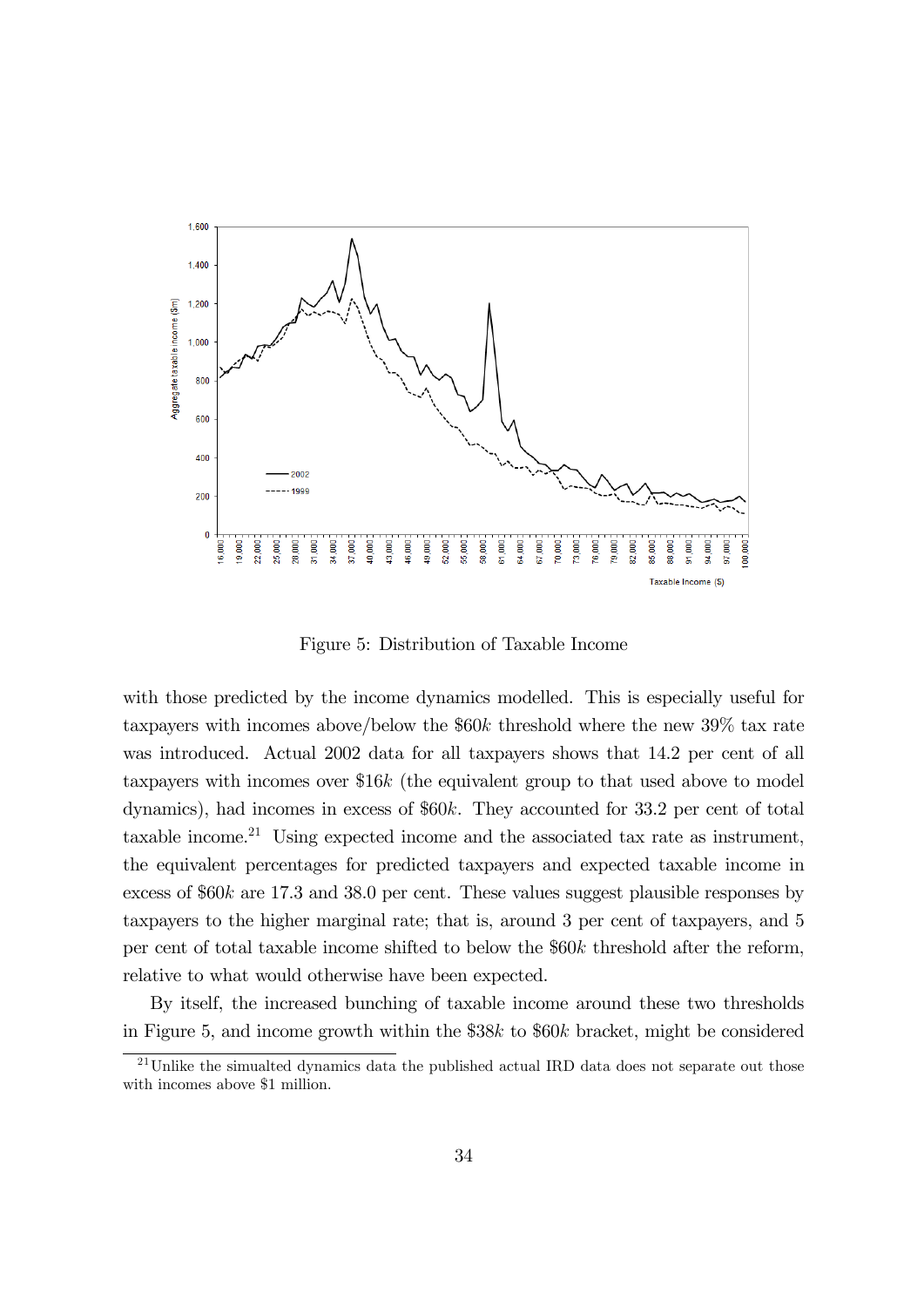Figure 5: Distribution of Taxable Income

with those predicted by the income dynamics modelled. This is especially useful for taxpayers with incomes above/below the \$60$k$ threshold where the new 39% tax rate was introduced. Actual 2002 data for all taxpayers shows that 14.2 per cent of all taxpayers with incomes over \$16$k$ (the equivalent group to that used above to model dynamics), had incomes in excess of \$60$k$. They accounted for 33.2 per cent of total taxable income.[21] Using expected income and the associated tax rate as instrument, the equivalent percentages for predicted taxpayers and expected taxable income in excess of \$60$k$ are 17.3 and 38.0 per cent. These values suggest plausible responses by taxpayers to the higher marginal rate; that is, around 3 per cent of taxpayers, and 5 per cent of total taxable income shifted to below the \$60$k$ threshold after the reform, relative to what would otherwise have been expected.

By itself, the increased bunching of taxable income around these two thresholds in Figure 5, and income growth within the \$38$k$ to \$60$k$ bracket, might be considered

[21] Unlike the simualted dynamics data the published actual IRD data does not separate out those with incomes above \$1 million.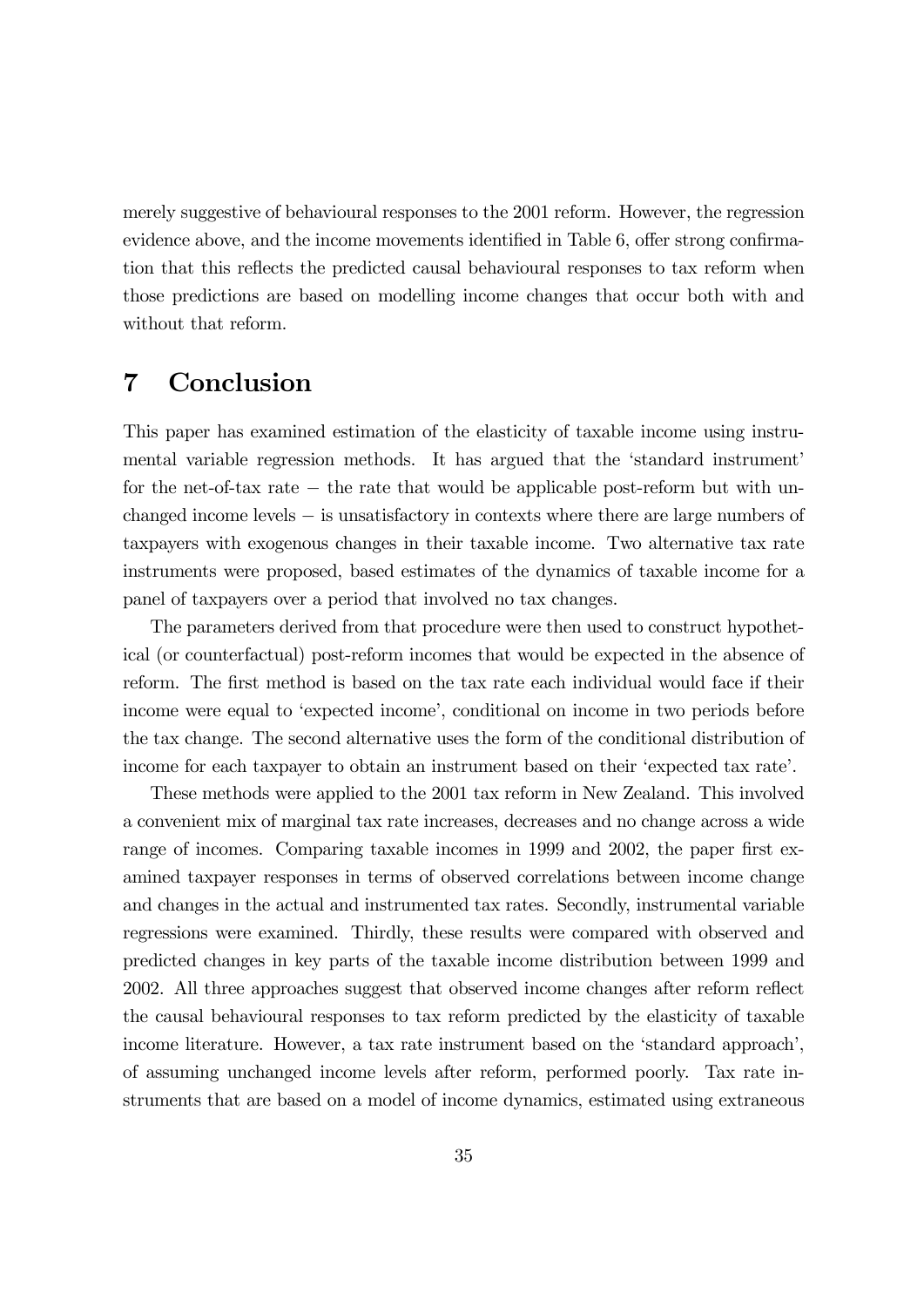merely suggestive of behavioural responses to the 2001 reform. However, the regression evidence above, and the income movements identified in Table 6, offer strong confirmation that this reflects the predicted causal behavioural responses to tax reform when those predictions are based on modelling income changes that occur both with and without that reform.

# 7 Conclusion

This paper has examined estimation of the elasticity of taxable income using instrumental variable regression methods. It has argued that the 'standard instrument' for the net-of-tax rate − the rate that would be applicable post-reform but with unchanged income levels − is unsatisfactory in contexts where there are large numbers of taxpayers with exogenous changes in their taxable income. Two alternative tax rate instruments were proposed, based estimates of the dynamics of taxable income for a panel of taxpayers over a period that involved no tax changes.

The parameters derived from that procedure were then used to construct hypothetical (or counterfactual) post-reform incomes that would be expected in the absence of reform. The first method is based on the tax rate each individual would face if their income were equal to 'expected income', conditional on income in two periods before the tax change. The second alternative uses the form of the conditional distribution of income for each taxpayer to obtain an instrument based on their 'expected tax rate'.

These methods were applied to the 2001 tax reform in New Zealand. This involved a convenient mix of marginal tax rate increases, decreases and no change across a wide range of incomes. Comparing taxable incomes in 1999 and 2002, the paper first examined taxpayer responses in terms of observed correlations between income change and changes in the actual and instrumented tax rates. Secondly, instrumental variable regressions were examined. Thirdly, these results were compared with observed and predicted changes in key parts of the taxable income distribution between 1999 and 2002. All three approaches suggest that observed income changes after reform reflect the causal behavioural responses to tax reform predicted by the elasticity of taxable income literature. However, a tax rate instrument based on the 'standard approach', of assuming unchanged income levels after reform, performed poorly. Tax rate instruments that are based on a model of income dynamics, estimated using extraneous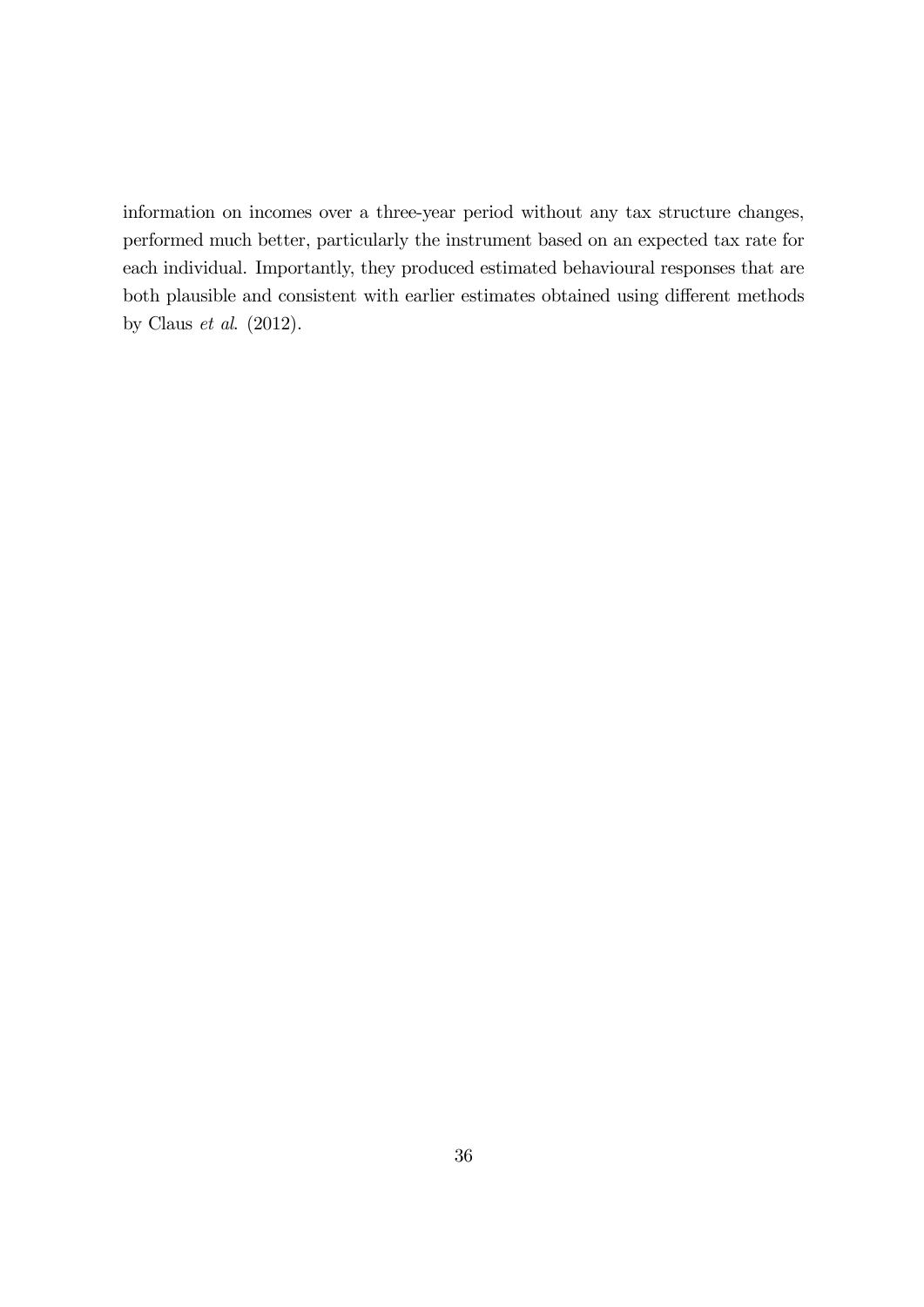information on incomes over a three-year period without any tax structure changes, performed much better, particularly the instrument based on an expected tax rate for each individual. Importantly, they produced estimated behavioural responses that are both plausible and consistent with earlier estimates obtained using different methods by Claus *et al*. (2012).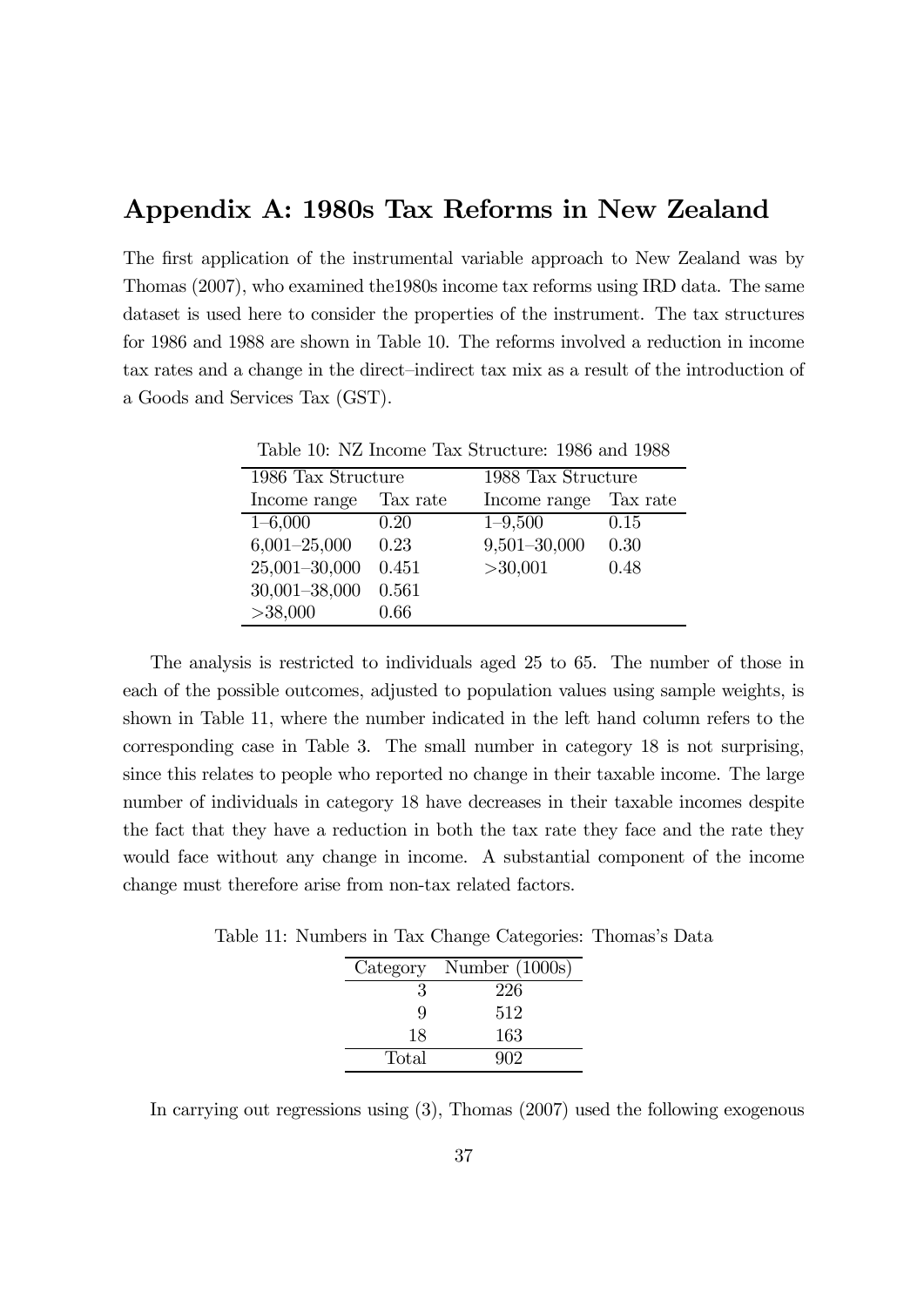## Appendix A: 1980s Tax Reforms in New Zealand

The first application of the instrumental variable approach to New Zealand was by Thomas (2007), who examined the1980s income tax reforms using IRD data. The same dataset is used here to consider the properties of the instrument. The tax structures for 1986 and 1988 are shown in Table 10. The reforms involved a reduction in income tax rates and a change in the direct–indirect tax mix as a result of the introduction of a Goods and Services Tax (GST).

Table 10: NZ Income Tax Structure: 1986 and 1988

| 1986 Tax Structure | | 1988 Tax Structure | |
|---|---|---|---|
| Income range | Tax rate | Income range | Tax rate |
| 1–6,000 | 0.20 | 1–9,500 | 0.15 |
| 6,001–25,000 | 0.23 | 9,501–30,000 | 0.30 |
| 25,001–30,000 | 0.451 | >30,001 | 0.48 |
| 30,001–38,000 | 0.561 | | |
| >38,000 | 0.66 | | |

The analysis is restricted to individuals aged 25 to 65. The number of those in each of the possible outcomes, adjusted to population values using sample weights, is shown in Table 11, where the number indicated in the left hand column refers to the corresponding case in Table 3. The small number in category 18 is not surprising, since this relates to people who reported no change in their taxable income. The large number of individuals in category 18 have decreases in their taxable incomes despite the fact that they have a reduction in both the tax rate they face and the rate they would face without any change in income. A substantial component of the income change must therefore arise from non-tax related factors.

Table 11: Numbers in Tax Change Categories: Thomas's Data

| Category | Number (1000s) |
|---|---|
| 3 | 226 |
| 9 | 512 |
| 18 | 163 |
| Total | 902 |

In carrying out regressions using (3), Thomas (2007) used the following exogenous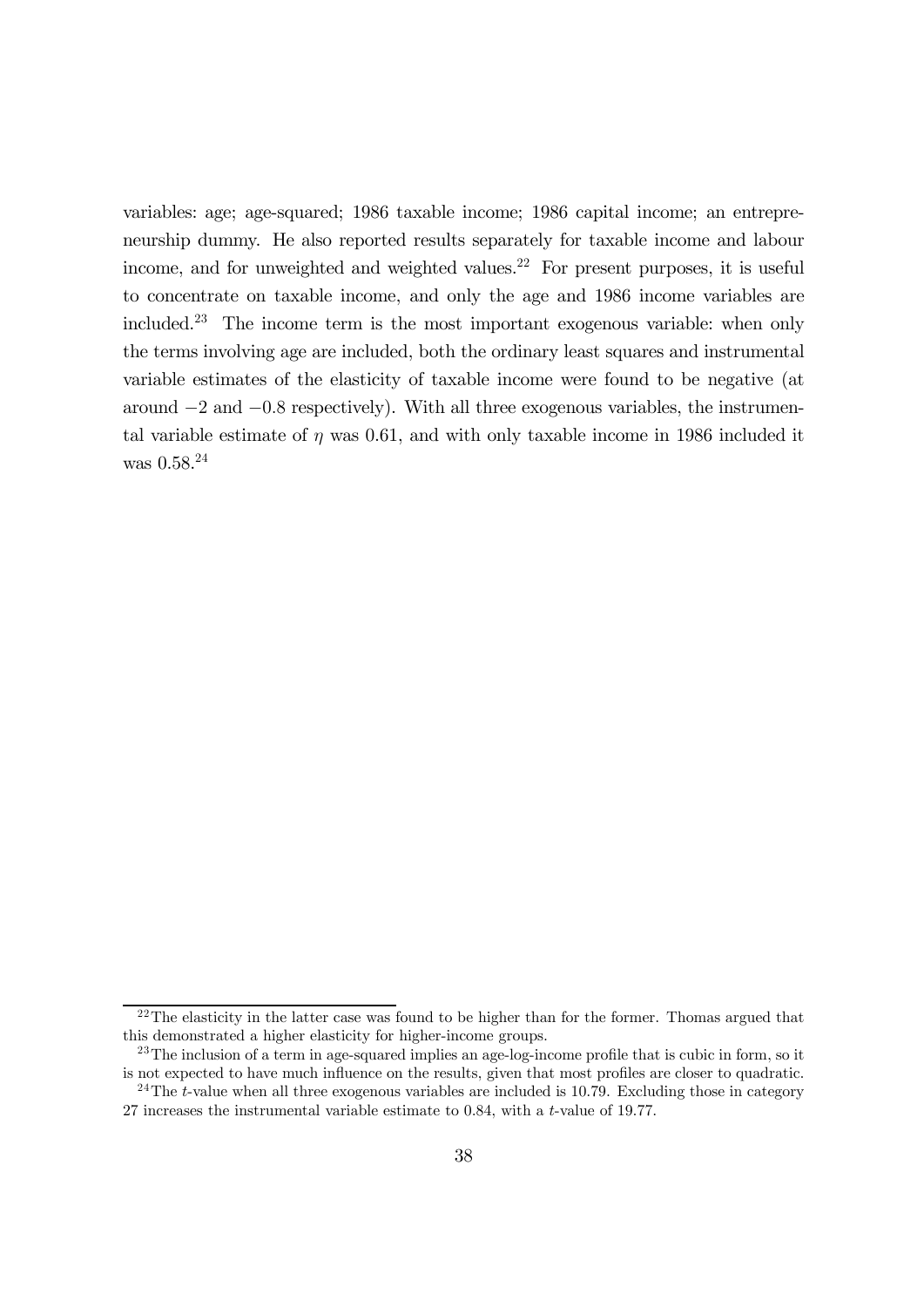variables: age; age-squared; 1986 taxable income; 1986 capital income; an entrepreneurship dummy. He also reported results separately for taxable income and labour income, and for unweighted and weighted values.[22] For present purposes, it is useful to concentrate on taxable income, and only the age and 1986 income variables are included.[23] The income term is the most important exogenous variable: when only the terms involving age are included, both the ordinary least squares and instrumental variable estimates of the elasticity of taxable income were found to be negative (at around $-2$ and $-0.8$ respectively). With all three exogenous variables, the instrumental variable estimate of $\eta$ was 0.61, and with only taxable income in 1986 included it was 0.58.[24]

---

[22] The elasticity in the latter case was found to be higher than for the former. Thomas argued that this demonstrated a higher elasticity for higher-income groups.

[23] The inclusion of a term in age-squared implies an age-log-income profile that is cubic in form, so it is not expected to have much influence on the results, given that most profiles are closer to quadratic.

[24] The $t$-value when all three exogenous variables are included is 10.79. Excluding those in category 27 increases the instrumental variable estimate to 0.84, with a $t$-value of 19.77.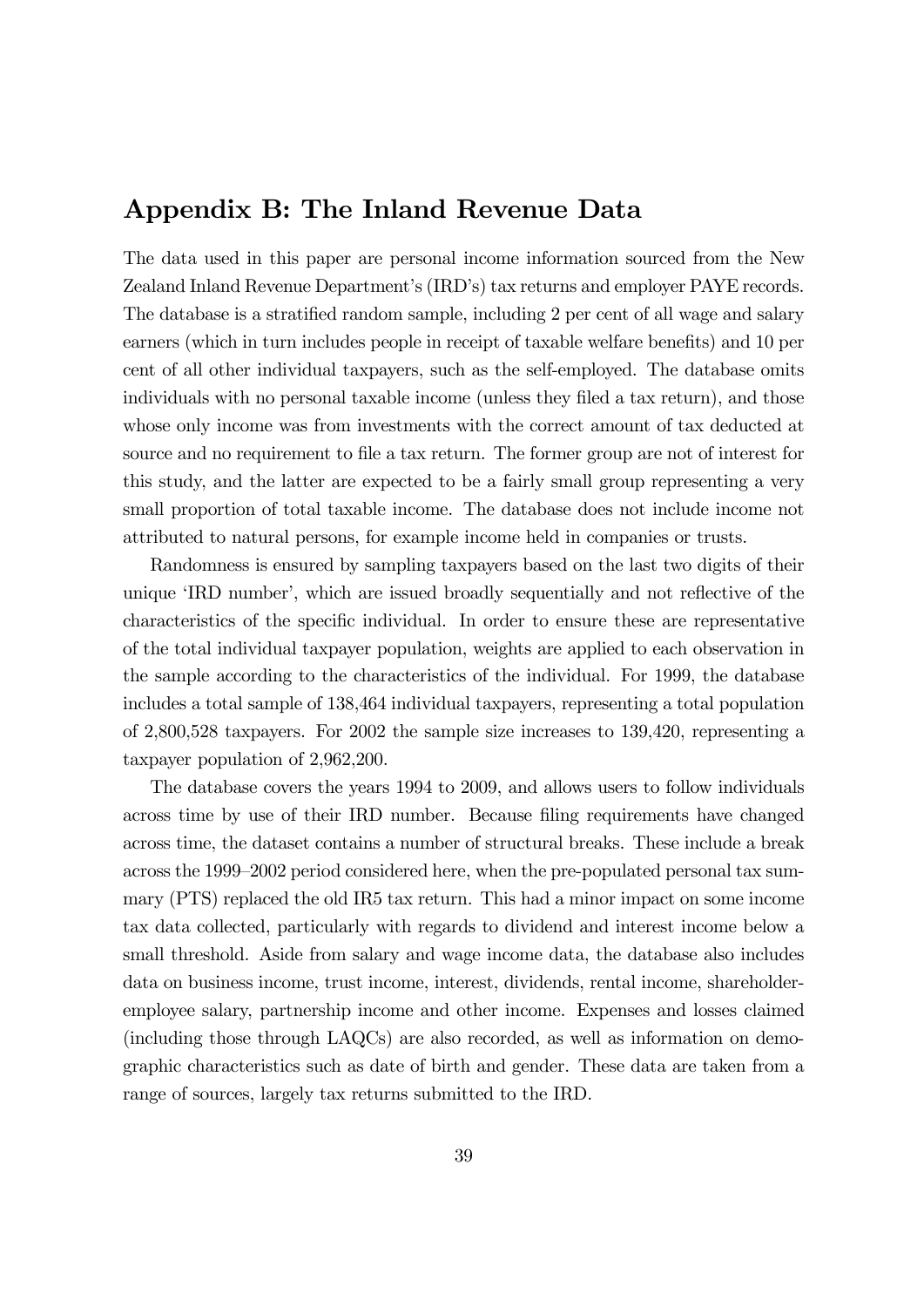## Appendix B: The Inland Revenue Data

The data used in this paper are personal income information sourced from the New Zealand Inland Revenue Department's (IRD's) tax returns and employer PAYE records. The database is a stratified random sample, including 2 per cent of all wage and salary earners (which in turn includes people in receipt of taxable welfare benefits) and 10 per cent of all other individual taxpayers, such as the self-employed. The database omits individuals with no personal taxable income (unless they filed a tax return), and those whose only income was from investments with the correct amount of tax deducted at source and no requirement to file a tax return. The former group are not of interest for this study, and the latter are expected to be a fairly small group representing a very small proportion of total taxable income. The database does not include income not attributed to natural persons, for example income held in companies or trusts.

Randomness is ensured by sampling taxpayers based on the last two digits of their unique 'IRD number', which are issued broadly sequentially and not reflective of the characteristics of the specific individual. In order to ensure these are representative of the total individual taxpayer population, weights are applied to each observation in the sample according to the characteristics of the individual. For 1999, the database includes a total sample of 138,464 individual taxpayers, representing a total population of 2,800,528 taxpayers. For 2002 the sample size increases to 139,420, representing a taxpayer population of 2,962,200.

The database covers the years 1994 to 2009, and allows users to follow individuals across time by use of their IRD number. Because filing requirements have changed across time, the dataset contains a number of structural breaks. These include a break across the 1999–2002 period considered here, when the pre-populated personal tax summary (PTS) replaced the old IR5 tax return. This had a minor impact on some income tax data collected, particularly with regards to dividend and interest income below a small threshold. Aside from salary and wage income data, the database also includes data on business income, trust income, interest, dividends, rental income, shareholder-employee salary, partnership income and other income. Expenses and losses claimed (including those through LAQCs) are also recorded, as well as information on demographic characteristics such as date of birth and gender. These data are taken from a range of sources, largely tax returns submitted to the IRD.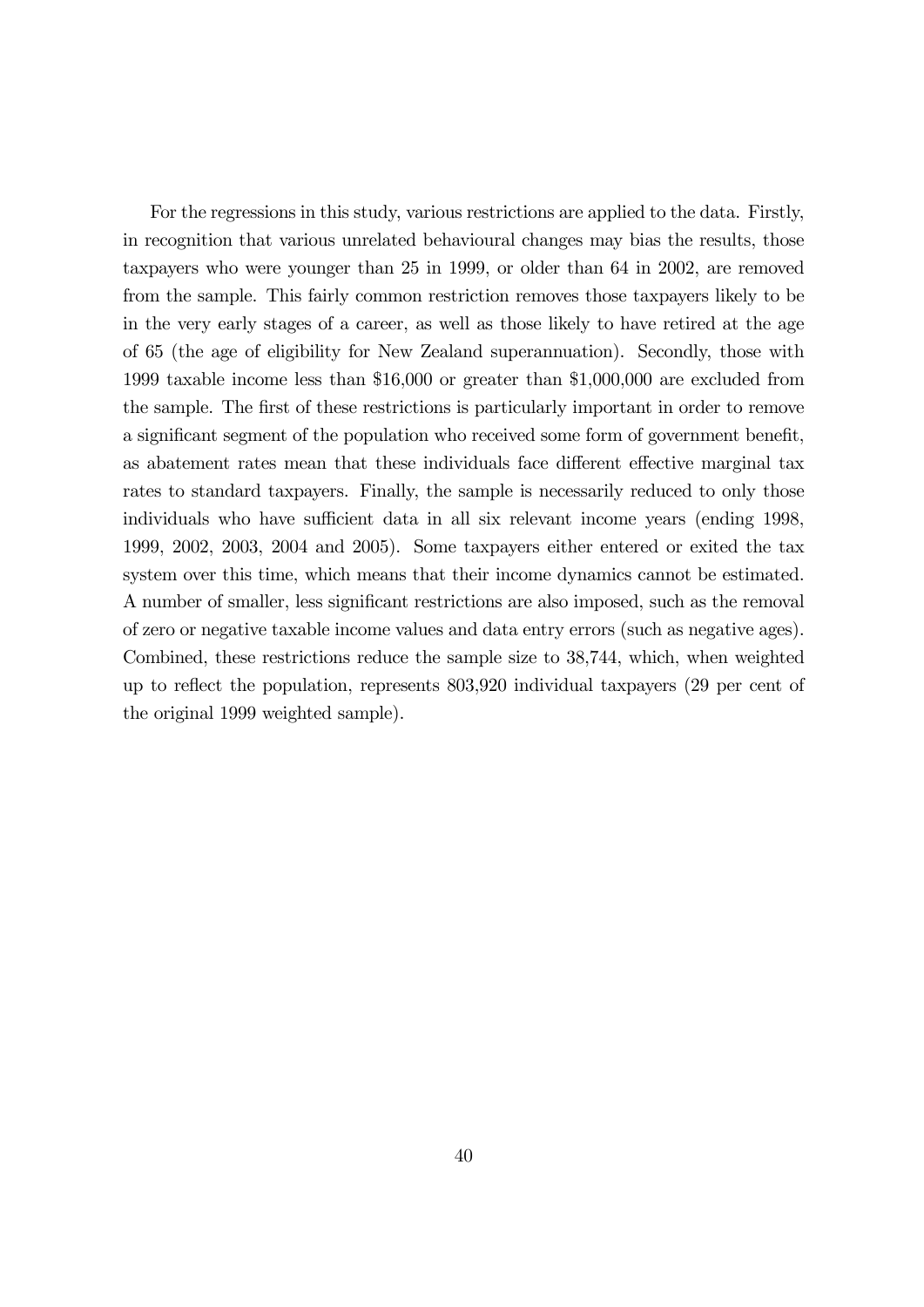For the regressions in this study, various restrictions are applied to the data. Firstly, in recognition that various unrelated behavioural changes may bias the results, those taxpayers who were younger than 25 in 1999, or older than 64 in 2002, are removed from the sample. This fairly common restriction removes those taxpayers likely to be in the very early stages of a career, as well as those likely to have retired at the age of 65 (the age of eligibility for New Zealand superannuation). Secondly, those with 1999 taxable income less than \$16,000 or greater than \$1,000,000 are excluded from the sample. The first of these restrictions is particularly important in order to remove a significant segment of the population who received some form of government benefit, as abatement rates mean that these individuals face different effective marginal tax rates to standard taxpayers. Finally, the sample is necessarily reduced to only those individuals who have sufficient data in all six relevant income years (ending 1998, 1999, 2002, 2003, 2004 and 2005). Some taxpayers either entered or exited the tax system over this time, which means that their income dynamics cannot be estimated. A number of smaller, less significant restrictions are also imposed, such as the removal of zero or negative taxable income values and data entry errors (such as negative ages). Combined, these restrictions reduce the sample size to 38,744, which, when weighted up to reflect the population, represents 803,920 individual taxpayers (29 per cent of the original 1999 weighted sample).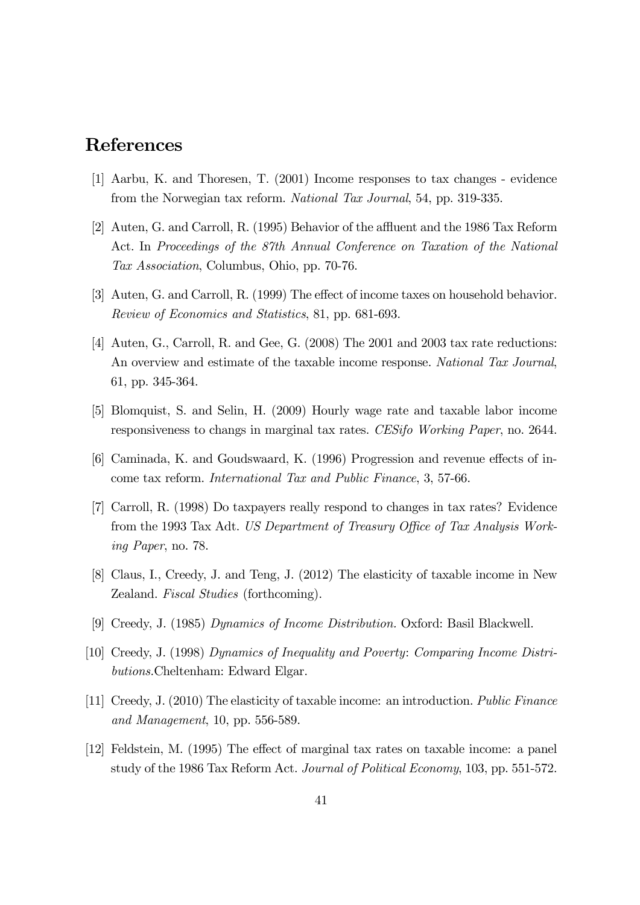## References

[1] Aarbu, K. and Thoresen, T. (2001) Income responses to tax changes - evidence from the Norwegian tax reform. *National Tax Journal*, 54, pp. 319-335.

[2] Auten, G. and Carroll, R. (1995) Behavior of the affluent and the 1986 Tax Reform Act. In *Proceedings of the 87th Annual Conference on Taxation of the National Tax Association*, Columbus, Ohio, pp. 70-76.

[3] Auten, G. and Carroll, R. (1999) The effect of income taxes on household behavior. *Review of Economics and Statistics*, 81, pp. 681-693.

[4] Auten, G., Carroll, R. and Gee, G. (2008) The 2001 and 2003 tax rate reductions: An overview and estimate of the taxable income response. *National Tax Journal*, 61, pp. 345-364.

[5] Blomquist, S. and Selin, H. (2009) Hourly wage rate and taxable labor income responsiveness to changs in marginal tax rates. *CESifo Working Paper*, no. 2644.

[6] Caminada, K. and Goudswaard, K. (1996) Progression and revenue effects of income tax reform. *International Tax and Public Finance*, 3, 57-66.

[7] Carroll, R. (1998) Do taxpayers really respond to changes in tax rates? Evidence from the 1993 Tax Adt. *US Department of Treasury Office of Tax Analysis Working Paper*, no. 78.

[8] Claus, I., Creedy, J. and Teng, J. (2012) The elasticity of taxable income in New Zealand. *Fiscal Studies* (forthcoming).

[9] Creedy, J. (1985) *Dynamics of Income Distribution.* Oxford: Basil Blackwell.

[10] Creedy, J. (1998) *Dynamics of Inequality and Poverty*: *Comparing Income Distributions.*Cheltenham: Edward Elgar.

[11] Creedy, J. (2010) The elasticity of taxable income: an introduction. *Public Finance and Management*, 10, pp. 556-589.

[12] Feldstein, M. (1995) The effect of marginal tax rates on taxable income: a panel study of the 1986 Tax Reform Act. *Journal of Political Economy*, 103, pp. 551-572.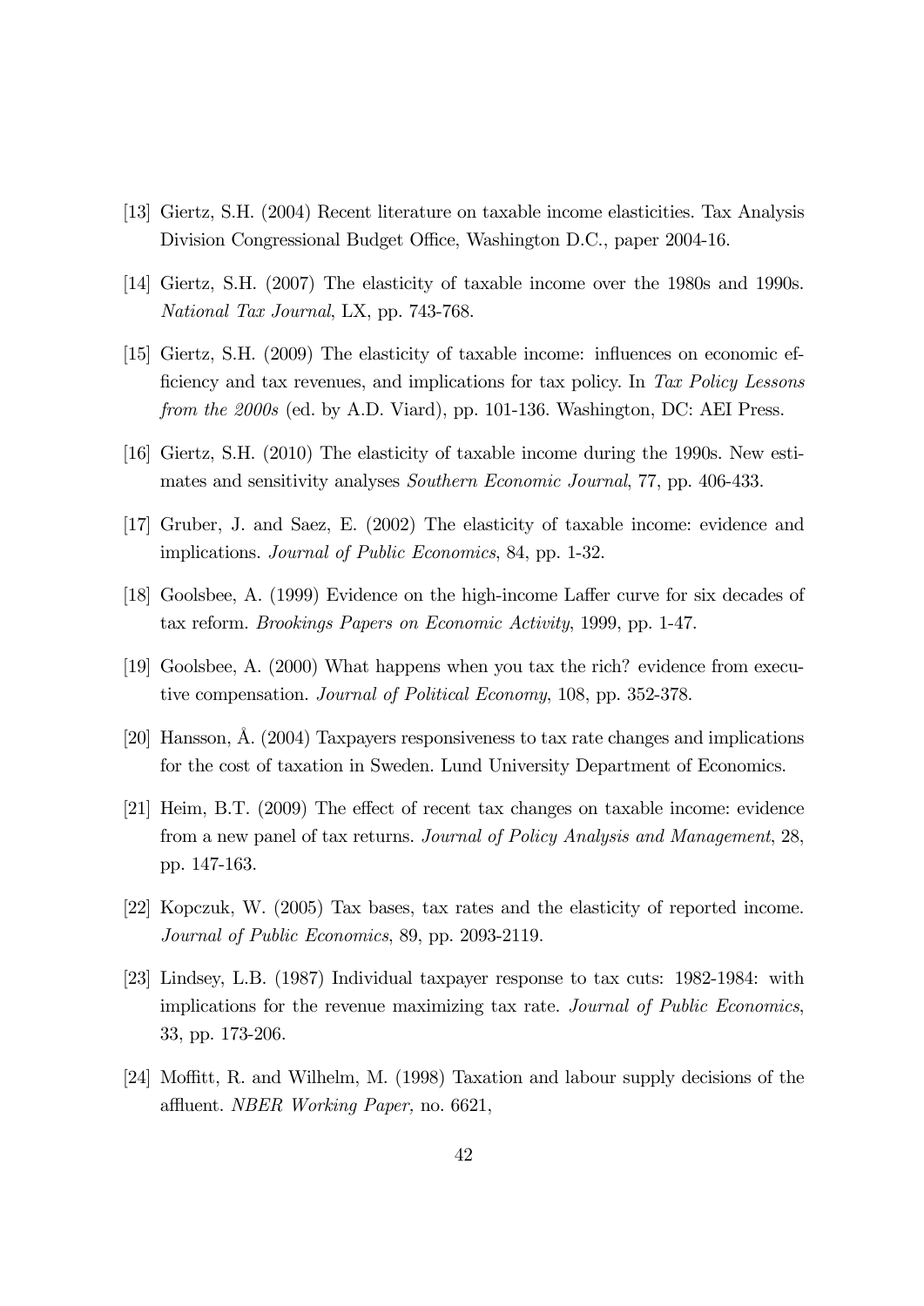[13] Giertz, S.H. (2004) Recent literature on taxable income elasticities. Tax Analysis Division Congressional Budget Office, Washington D.C., paper 2004-16.

[14] Giertz, S.H. (2007) The elasticity of taxable income over the 1980s and 1990s. *National Tax Journal*, LX, pp. 743-768.

[15] Giertz, S.H. (2009) The elasticity of taxable income: influences on economic efficiency and tax revenues, and implications for tax policy. In *Tax Policy Lessons from the 2000s* (ed. by A.D. Viard), pp. 101-136. Washington, DC: AEI Press.

[16] Giertz, S.H. (2010) The elasticity of taxable income during the 1990s. New estimates and sensitivity analyses *Southern Economic Journal*, 77, pp. 406-433.

[17] Gruber, J. and Saez, E. (2002) The elasticity of taxable income: evidence and implications. *Journal of Public Economics*, 84, pp. 1-32.

[18] Goolsbee, A. (1999) Evidence on the high-income Laffer curve for six decades of tax reform. *Brookings Papers on Economic Activity*, 1999, pp. 1-47.

[19] Goolsbee, A. (2000) What happens when you tax the rich? evidence from executive compensation. *Journal of Political Economy*, 108, pp. 352-378.

[20] Hansson, Å. (2004) Taxpayers responsiveness to tax rate changes and implications for the cost of taxation in Sweden. Lund University Department of Economics.

[21] Heim, B.T. (2009) The effect of recent tax changes on taxable income: evidence from a new panel of tax returns. *Journal of Policy Analysis and Management*, 28, pp. 147-163.

[22] Kopczuk, W. (2005) Tax bases, tax rates and the elasticity of reported income. *Journal of Public Economics*, 89, pp. 2093-2119.

[23] Lindsey, L.B. (1987) Individual taxpayer response to tax cuts: 1982-1984: with implications for the revenue maximizing tax rate. *Journal of Public Economics*, 33, pp. 173-206.

[24] Moffitt, R. and Wilhelm, M. (1998) Taxation and labour supply decisions of the affluent. *NBER Working Paper,* no. 6621,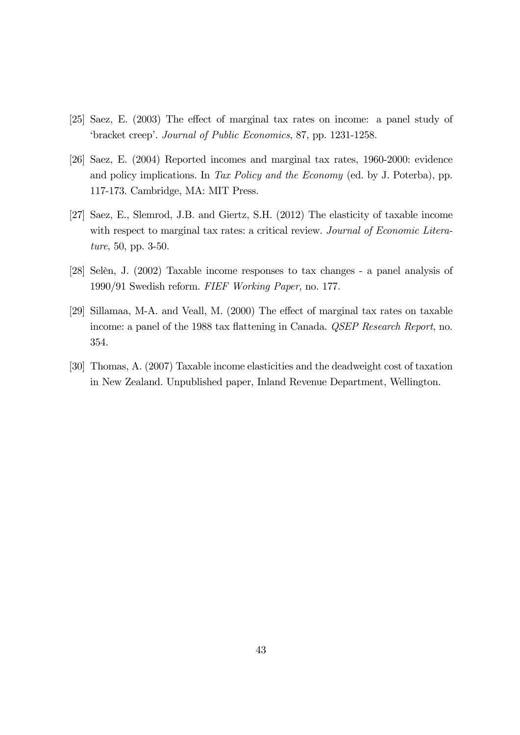[25] Saez, E. (2003) The effect of marginal tax rates on income: a panel study of 'bracket creep'. *Journal of Public Economics*, 87, pp. 1231-1258.

[26] Saez, E. (2004) Reported incomes and marginal tax rates, 1960-2000: evidence and policy implications. In *Tax Policy and the Economy* (ed. by J. Poterba), pp. 117-173. Cambridge, MA: MIT Press.

[27] Saez, E., Slemrod, J.B. and Giertz, S.H. (2012) The elasticity of taxable income with respect to marginal tax rates: a critical review. *Journal of Economic Literature*, 50, pp. 3-50.

[28] Selèn, J. (2002) Taxable income responses to tax changes - a panel analysis of 1990/91 Swedish reform. *FIEF Working Paper*, no. 177.

[29] Sillamaa, M-A. and Veall, M. (2000) The effect of marginal tax rates on taxable income: a panel of the 1988 tax flattening in Canada. *QSEP Research Report*, no. 354.

[30] Thomas, A. (2007) Taxable income elasticities and the deadweight cost of taxation in New Zealand. Unpublished paper, Inland Revenue Department, Wellington.